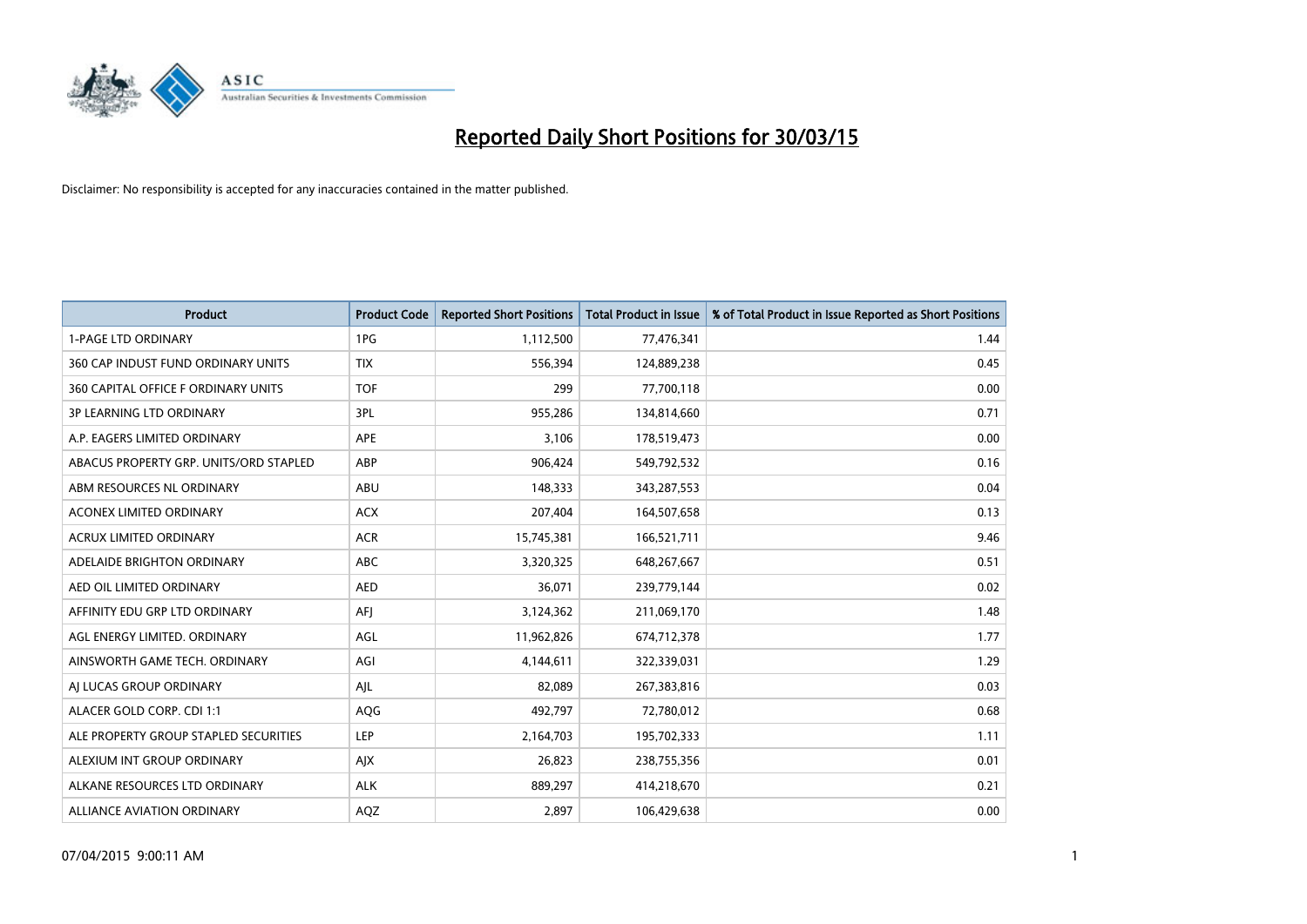# Reported Daily Short Positions for 30/03/15

Disclaimer: No responsibility is accepted for any inaccuracies contained in the matter published.

| Product | Product Code | Reported Short Positions | Total Product in Issue | % of Total Product in Issue Reported as Short Positions |
|---|---|---|---|---|
| 1-PAGE LTD ORDINARY | 1PG | 1,112,500 | 77,476,341 | 1.44 |
| 360 CAP INDUST FUND ORDINARY UNITS | TIX | 556,394 | 124,889,238 | 0.45 |
| 360 CAPITAL OFFICE F ORDINARY UNITS | TOF | 299 | 77,700,118 | 0.00 |
| 3P LEARNING LTD ORDINARY | 3PL | 955,286 | 134,814,660 | 0.71 |
| A.P. EAGERS LIMITED ORDINARY | APE | 3,106 | 178,519,473 | 0.00 |
| ABACUS PROPERTY GRP. UNITS/ORD STAPLED | ABP | 906,424 | 549,792,532 | 0.16 |
| ABM RESOURCES NL ORDINARY | ABU | 148,333 | 343,287,553 | 0.04 |
| ACONEX LIMITED ORDINARY | ACX | 207,404 | 164,507,658 | 0.13 |
| ACRUX LIMITED ORDINARY | ACR | 15,745,381 | 166,521,711 | 9.46 |
| ADELAIDE BRIGHTON ORDINARY | ABC | 3,320,325 | 648,267,667 | 0.51 |
| AED OIL LIMITED ORDINARY | AED | 36,071 | 239,779,144 | 0.02 |
| AFFINITY EDU GRP LTD ORDINARY | AFJ | 3,124,362 | 211,069,170 | 1.48 |
| AGL ENERGY LIMITED. ORDINARY | AGL | 11,962,826 | 674,712,378 | 1.77 |
| AINSWORTH GAME TECH. ORDINARY | AGI | 4,144,611 | 322,339,031 | 1.29 |
| AJ LUCAS GROUP ORDINARY | AJL | 82,089 | 267,383,816 | 0.03 |
| ALACER GOLD CORP. CDI 1:1 | AQG | 492,797 | 72,780,012 | 0.68 |
| ALE PROPERTY GROUP STAPLED SECURITIES | LEP | 2,164,703 | 195,702,333 | 1.11 |
| ALEXIUM INT GROUP ORDINARY | AJX | 26,823 | 238,755,356 | 0.01 |
| ALKANE RESOURCES LTD ORDINARY | ALK | 889,297 | 414,218,670 | 0.21 |
| ALLIANCE AVIATION ORDINARY | AQZ | 2,897 | 106,429,638 | 0.00 |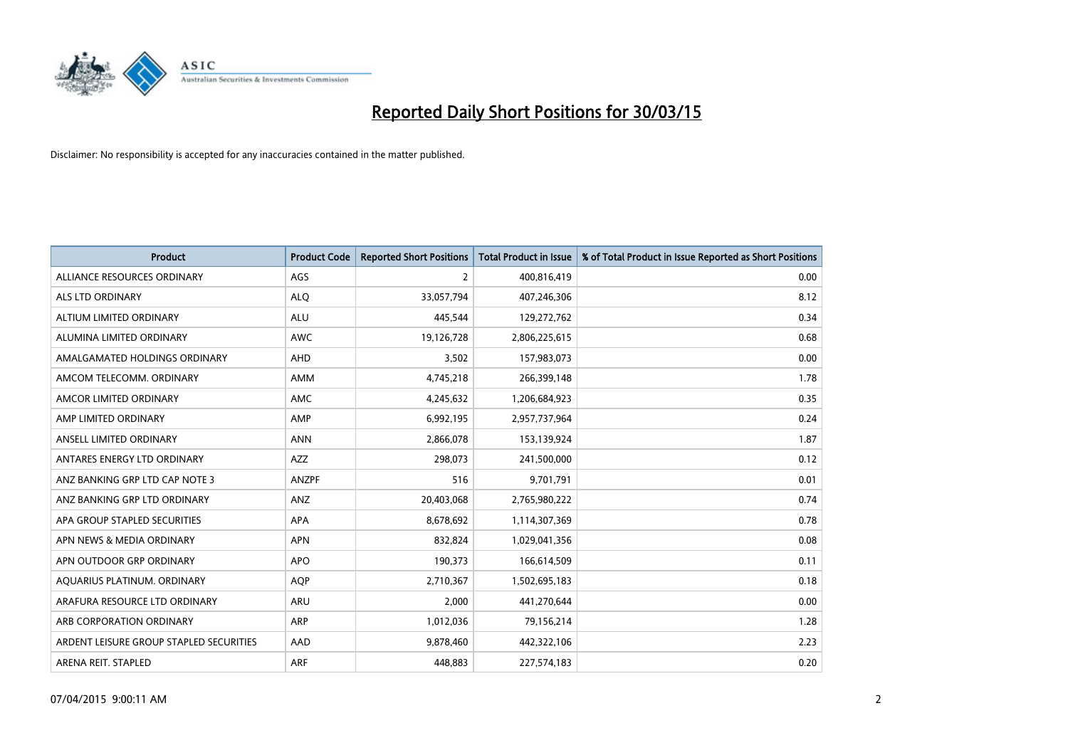# Reported Daily Short Positions for 30/03/15

Disclaimer: No responsibility is accepted for any inaccuracies contained in the matter published.

| Product | Product Code | Reported Short Positions | Total Product in Issue | % of Total Product in Issue Reported as Short Positions |
|---|---|---|---|---|
| ALLIANCE RESOURCES ORDINARY | AGS | 2 | 400,816,419 | 0.00 |
| ALS LTD ORDINARY | ALQ | 33,057,794 | 407,246,306 | 8.12 |
| ALTIUM LIMITED ORDINARY | ALU | 445,544 | 129,272,762 | 0.34 |
| ALUMINA LIMITED ORDINARY | AWC | 19,126,728 | 2,806,225,615 | 0.68 |
| AMALGAMATED HOLDINGS ORDINARY | AHD | 3,502 | 157,983,073 | 0.00 |
| AMCOM TELECOMM. ORDINARY | AMM | 4,745,218 | 266,399,148 | 1.78 |
| AMCOR LIMITED ORDINARY | AMC | 4,245,632 | 1,206,684,923 | 0.35 |
| AMP LIMITED ORDINARY | AMP | 6,992,195 | 2,957,737,964 | 0.24 |
| ANSELL LIMITED ORDINARY | ANN | 2,866,078 | 153,139,924 | 1.87 |
| ANTARES ENERGY LTD ORDINARY | AZZ | 298,073 | 241,500,000 | 0.12 |
| ANZ BANKING GRP LTD CAP NOTE 3 | ANZPF | 516 | 9,701,791 | 0.01 |
| ANZ BANKING GRP LTD ORDINARY | ANZ | 20,403,068 | 2,765,980,222 | 0.74 |
| APA GROUP STAPLED SECURITIES | APA | 8,678,692 | 1,114,307,369 | 0.78 |
| APN NEWS & MEDIA ORDINARY | APN | 832,824 | 1,029,041,356 | 0.08 |
| APN OUTDOOR GRP ORDINARY | APO | 190,373 | 166,614,509 | 0.11 |
| AQUARIUS PLATINUM. ORDINARY | AQP | 2,710,367 | 1,502,695,183 | 0.18 |
| ARAFURA RESOURCE LTD ORDINARY | ARU | 2,000 | 441,270,644 | 0.00 |
| ARB CORPORATION ORDINARY | ARP | 1,012,036 | 79,156,214 | 1.28 |
| ARDENT LEISURE GROUP STAPLED SECURITIES | AAD | 9,878,460 | 442,322,106 | 2.23 |
| ARENA REIT. STAPLED | ARF | 448,883 | 227,574,183 | 0.20 |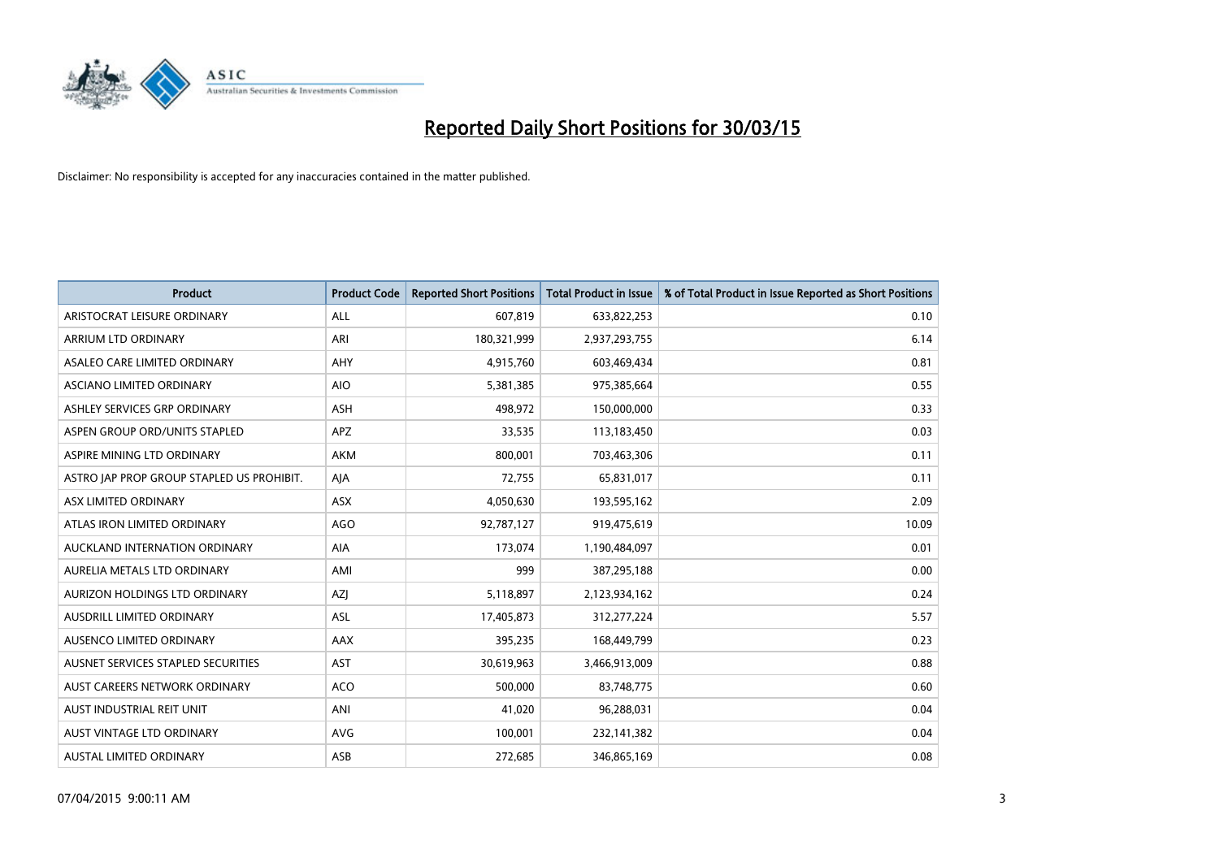# Reported Daily Short Positions for 30/03/15

Disclaimer: No responsibility is accepted for any inaccuracies contained in the matter published.

| Product | Product Code | Reported Short Positions | Total Product in Issue | % of Total Product in Issue Reported as Short Positions |
|---|---|---|---|---|
| ARISTOCRAT LEISURE ORDINARY | ALL | 607,819 | 633,822,253 | 0.10 |
| ARRIUM LTD ORDINARY | ARI | 180,321,999 | 2,937,293,755 | 6.14 |
| ASALEO CARE LIMITED ORDINARY | AHY | 4,915,760 | 603,469,434 | 0.81 |
| ASCIANO LIMITED ORDINARY | AIO | 5,381,385 | 975,385,664 | 0.55 |
| ASHLEY SERVICES GRP ORDINARY | ASH | 498,972 | 150,000,000 | 0.33 |
| ASPEN GROUP ORD/UNITS STAPLED | APZ | 33,535 | 113,183,450 | 0.03 |
| ASPIRE MINING LTD ORDINARY | AKM | 800,001 | 703,463,306 | 0.11 |
| ASTRO JAP PROP GROUP STAPLED US PROHIBIT. | AJA | 72,755 | 65,831,017 | 0.11 |
| ASX LIMITED ORDINARY | ASX | 4,050,630 | 193,595,162 | 2.09 |
| ATLAS IRON LIMITED ORDINARY | AGO | 92,787,127 | 919,475,619 | 10.09 |
| AUCKLAND INTERNATION ORDINARY | AIA | 173,074 | 1,190,484,097 | 0.01 |
| AURELIA METALS LTD ORDINARY | AMI | 999 | 387,295,188 | 0.00 |
| AURIZON HOLDINGS LTD ORDINARY | AZJ | 5,118,897 | 2,123,934,162 | 0.24 |
| AUSDRILL LIMITED ORDINARY | ASL | 17,405,873 | 312,277,224 | 5.57 |
| AUSENCO LIMITED ORDINARY | AAX | 395,235 | 168,449,799 | 0.23 |
| AUSNET SERVICES STAPLED SECURITIES | AST | 30,619,963 | 3,466,913,009 | 0.88 |
| AUST CAREERS NETWORK ORDINARY | ACO | 500,000 | 83,748,775 | 0.60 |
| AUST INDUSTRIAL REIT UNIT | ANI | 41,020 | 96,288,031 | 0.04 |
| AUST VINTAGE LTD ORDINARY | AVG | 100,001 | 232,141,382 | 0.04 |
| AUSTAL LIMITED ORDINARY | ASB | 272,685 | 346,865,169 | 0.08 |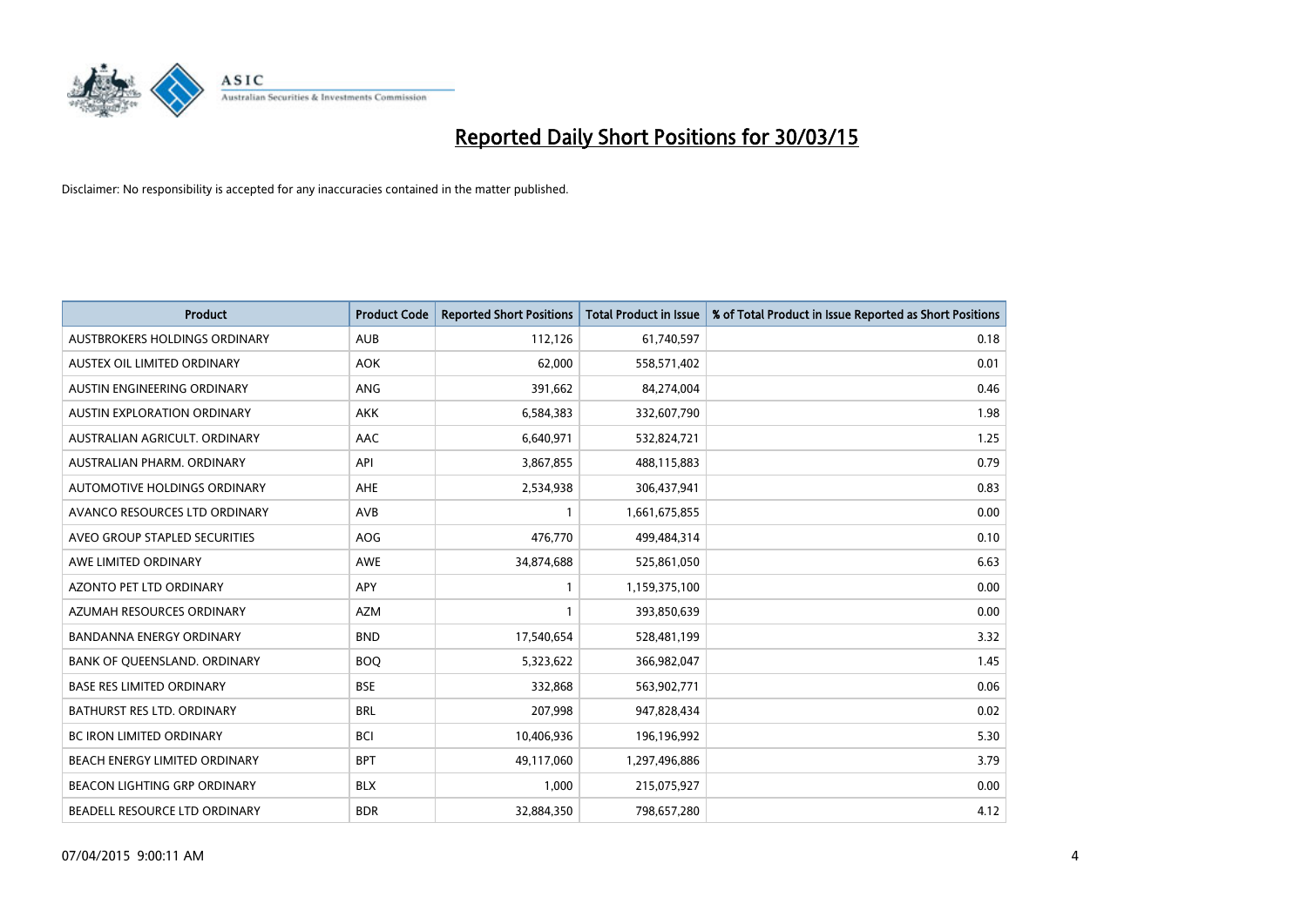# Reported Daily Short Positions for 30/03/15

Disclaimer: No responsibility is accepted for any inaccuracies contained in the matter published.

| Product | Product Code | Reported Short Positions | Total Product in Issue | % of Total Product in Issue Reported as Short Positions |
|---|---|---|---|---|
| AUSTBROKERS HOLDINGS ORDINARY | AUB | 112,126 | 61,740,597 | 0.18 |
| AUSTEX OIL LIMITED ORDINARY | AOK | 62,000 | 558,571,402 | 0.01 |
| AUSTIN ENGINEERING ORDINARY | ANG | 391,662 | 84,274,004 | 0.46 |
| AUSTIN EXPLORATION ORDINARY | AKK | 6,584,383 | 332,607,790 | 1.98 |
| AUSTRALIAN AGRICULT. ORDINARY | AAC | 6,640,971 | 532,824,721 | 1.25 |
| AUSTRALIAN PHARM. ORDINARY | API | 3,867,855 | 488,115,883 | 0.79 |
| AUTOMOTIVE HOLDINGS ORDINARY | AHE | 2,534,938 | 306,437,941 | 0.83 |
| AVANCO RESOURCES LTD ORDINARY | AVB | 1 | 1,661,675,855 | 0.00 |
| AVEO GROUP STAPLED SECURITIES | AOG | 476,770 | 499,484,314 | 0.10 |
| AWE LIMITED ORDINARY | AWE | 34,874,688 | 525,861,050 | 6.63 |
| AZONTO PET LTD ORDINARY | APY | 1 | 1,159,375,100 | 0.00 |
| AZUMAH RESOURCES ORDINARY | AZM | 1 | 393,850,639 | 0.00 |
| BANDANNA ENERGY ORDINARY | BND | 17,540,654 | 528,481,199 | 3.32 |
| BANK OF QUEENSLAND. ORDINARY | BOQ | 5,323,622 | 366,982,047 | 1.45 |
| BASE RES LIMITED ORDINARY | BSE | 332,868 | 563,902,771 | 0.06 |
| BATHURST RES LTD. ORDINARY | BRL | 207,998 | 947,828,434 | 0.02 |
| BC IRON LIMITED ORDINARY | BCI | 10,406,936 | 196,196,992 | 5.30 |
| BEACH ENERGY LIMITED ORDINARY | BPT | 49,117,060 | 1,297,496,886 | 3.79 |
| BEACON LIGHTING GRP ORDINARY | BLX | 1,000 | 215,075,927 | 0.00 |
| BEADELL RESOURCE LTD ORDINARY | BDR | 32,884,350 | 798,657,280 | 4.12 |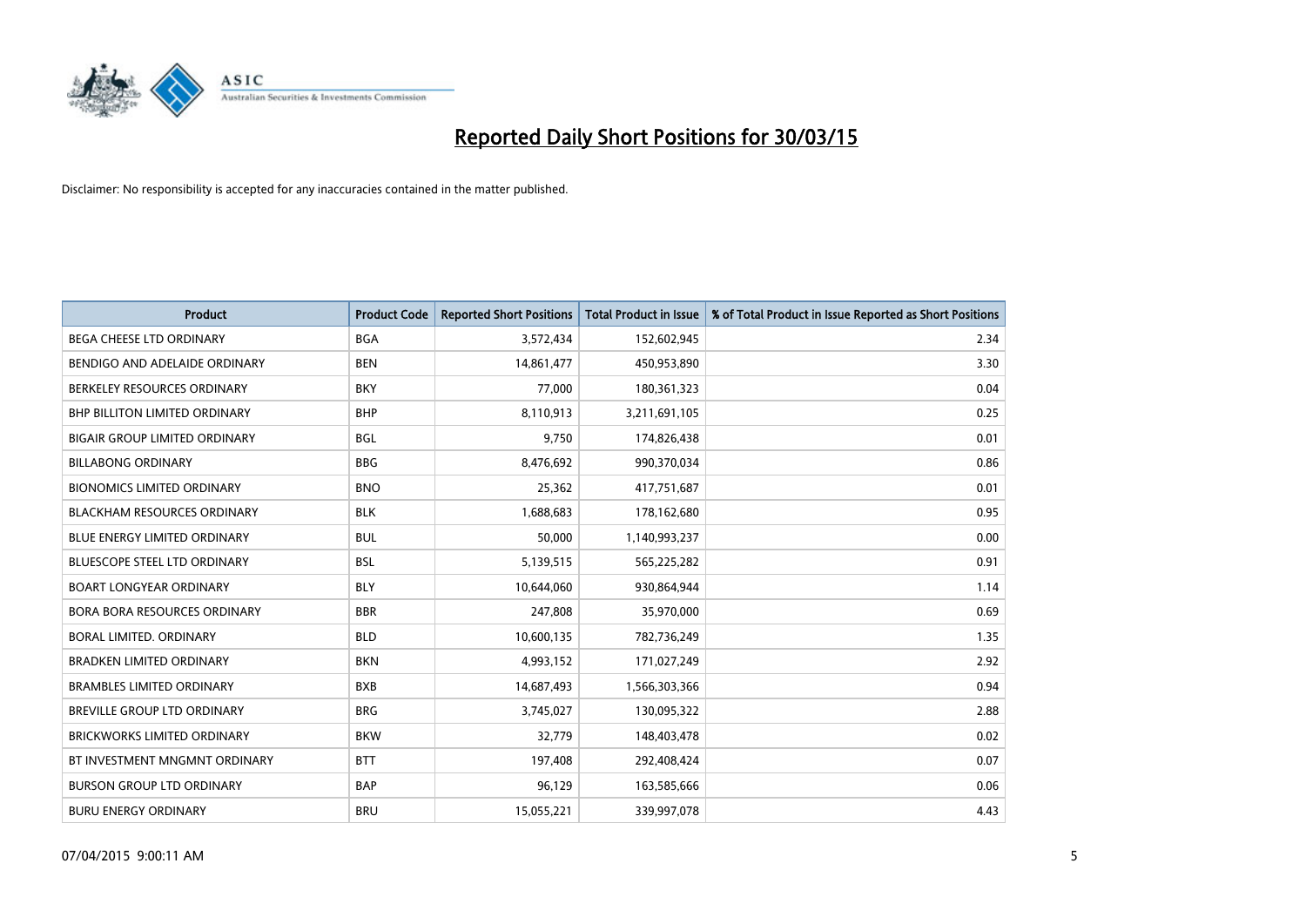# Reported Daily Short Positions for 30/03/15

Disclaimer: No responsibility is accepted for any inaccuracies contained in the matter published.

| Product | Product Code | Reported Short Positions | Total Product in Issue | % of Total Product in Issue Reported as Short Positions |
|---|---|---|---|---|
| BEGA CHEESE LTD ORDINARY | BGA | 3,572,434 | 152,602,945 | 2.34 |
| BENDIGO AND ADELAIDE ORDINARY | BEN | 14,861,477 | 450,953,890 | 3.30 |
| BERKELEY RESOURCES ORDINARY | BKY | 77,000 | 180,361,323 | 0.04 |
| BHP BILLITON LIMITED ORDINARY | BHP | 8,110,913 | 3,211,691,105 | 0.25 |
| BIGAIR GROUP LIMITED ORDINARY | BGL | 9,750 | 174,826,438 | 0.01 |
| BILLABONG ORDINARY | BBG | 8,476,692 | 990,370,034 | 0.86 |
| BIONOMICS LIMITED ORDINARY | BNO | 25,362 | 417,751,687 | 0.01 |
| BLACKHAM RESOURCES ORDINARY | BLK | 1,688,683 | 178,162,680 | 0.95 |
| BLUE ENERGY LIMITED ORDINARY | BUL | 50,000 | 1,140,993,237 | 0.00 |
| BLUESCOPE STEEL LTD ORDINARY | BSL | 5,139,515 | 565,225,282 | 0.91 |
| BOART LONGYEAR ORDINARY | BLY | 10,644,060 | 930,864,944 | 1.14 |
| BORA BORA RESOURCES ORDINARY | BBR | 247,808 | 35,970,000 | 0.69 |
| BORAL LIMITED. ORDINARY | BLD | 10,600,135 | 782,736,249 | 1.35 |
| BRADKEN LIMITED ORDINARY | BKN | 4,993,152 | 171,027,249 | 2.92 |
| BRAMBLES LIMITED ORDINARY | BXB | 14,687,493 | 1,566,303,366 | 0.94 |
| BREVILLE GROUP LTD ORDINARY | BRG | 3,745,027 | 130,095,322 | 2.88 |
| BRICKWORKS LIMITED ORDINARY | BKW | 32,779 | 148,403,478 | 0.02 |
| BT INVESTMENT MNGMNT ORDINARY | BTT | 197,408 | 292,408,424 | 0.07 |
| BURSON GROUP LTD ORDINARY | BAP | 96,129 | 163,585,666 | 0.06 |
| BURU ENERGY ORDINARY | BRU | 15,055,221 | 339,997,078 | 4.43 |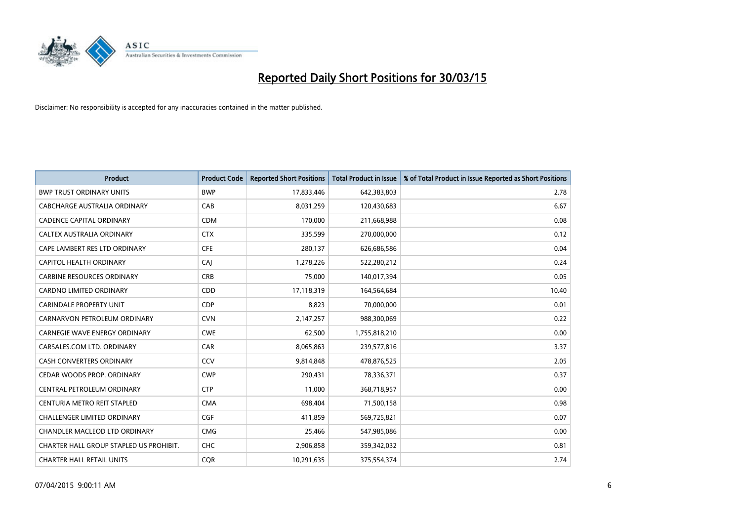# Reported Daily Short Positions for 30/03/15

Disclaimer: No responsibility is accepted for any inaccuracies contained in the matter published.

| Product | Product Code | Reported Short Positions | Total Product in Issue | % of Total Product in Issue Reported as Short Positions |
|---|---|---|---|---|
| BWP TRUST ORDINARY UNITS | BWP | 17,833,446 | 642,383,803 | 2.78 |
| CABCHARGE AUSTRALIA ORDINARY | CAB | 8,031,259 | 120,430,683 | 6.67 |
| CADENCE CAPITAL ORDINARY | CDM | 170,000 | 211,668,988 | 0.08 |
| CALTEX AUSTRALIA ORDINARY | CTX | 335,599 | 270,000,000 | 0.12 |
| CAPE LAMBERT RES LTD ORDINARY | CFE | 280,137 | 626,686,586 | 0.04 |
| CAPITOL HEALTH ORDINARY | CAJ | 1,278,226 | 522,280,212 | 0.24 |
| CARBINE RESOURCES ORDINARY | CRB | 75,000 | 140,017,394 | 0.05 |
| CARDNO LIMITED ORDINARY | CDD | 17,118,319 | 164,564,684 | 10.40 |
| CARINDALE PROPERTY UNIT | CDP | 8,823 | 70,000,000 | 0.01 |
| CARNARVON PETROLEUM ORDINARY | CVN | 2,147,257 | 988,300,069 | 0.22 |
| CARNEGIE WAVE ENERGY ORDINARY | CWE | 62,500 | 1,755,818,210 | 0.00 |
| CARSALES.COM LTD. ORDINARY | CAR | 8,065,863 | 239,577,816 | 3.37 |
| CASH CONVERTERS ORDINARY | CCV | 9,814,848 | 478,876,525 | 2.05 |
| CEDAR WOODS PROP. ORDINARY | CWP | 290,431 | 78,336,371 | 0.37 |
| CENTRAL PETROLEUM ORDINARY | CTP | 11,000 | 368,718,957 | 0.00 |
| CENTURIA METRO REIT STAPLED | CMA | 698,404 | 71,500,158 | 0.98 |
| CHALLENGER LIMITED ORDINARY | CGF | 411,859 | 569,725,821 | 0.07 |
| CHANDLER MACLEOD LTD ORDINARY | CMG | 25,466 | 547,985,086 | 0.00 |
| CHARTER HALL GROUP STAPLED US PROHIBIT. | CHC | 2,906,858 | 359,342,032 | 0.81 |
| CHARTER HALL RETAIL UNITS | CQR | 10,291,635 | 375,554,374 | 2.74 |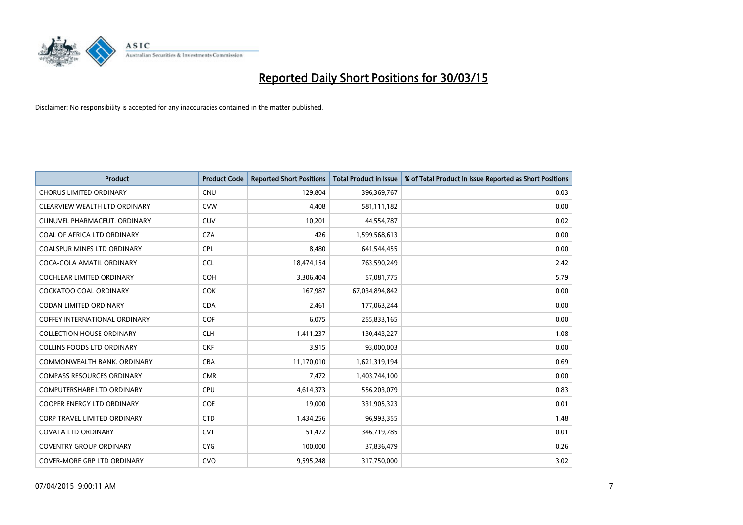# Reported Daily Short Positions for 30/03/15

Disclaimer: No responsibility is accepted for any inaccuracies contained in the matter published.

| Product | Product Code | Reported Short Positions | Total Product in Issue | % of Total Product in Issue Reported as Short Positions |
|---|---|---|---|---|
| CHORUS LIMITED ORDINARY | CNU | 129,804 | 396,369,767 | 0.03 |
| CLEARVIEW WEALTH LTD ORDINARY | CVW | 4,408 | 581,111,182 | 0.00 |
| CLINUVEL PHARMACEUT. ORDINARY | CUV | 10,201 | 44,554,787 | 0.02 |
| COAL OF AFRICA LTD ORDINARY | CZA | 426 | 1,599,568,613 | 0.00 |
| COALSPUR MINES LTD ORDINARY | CPL | 8,480 | 641,544,455 | 0.00 |
| COCA-COLA AMATIL ORDINARY | CCL | 18,474,154 | 763,590,249 | 2.42 |
| COCHLEAR LIMITED ORDINARY | COH | 3,306,404 | 57,081,775 | 5.79 |
| COCKATOO COAL ORDINARY | COK | 167,987 | 67,034,894,842 | 0.00 |
| CODAN LIMITED ORDINARY | CDA | 2,461 | 177,063,244 | 0.00 |
| COFFEY INTERNATIONAL ORDINARY | COF | 6,075 | 255,833,165 | 0.00 |
| COLLECTION HOUSE ORDINARY | CLH | 1,411,237 | 130,443,227 | 1.08 |
| COLLINS FOODS LTD ORDINARY | CKF | 3,915 | 93,000,003 | 0.00 |
| COMMONWEALTH BANK. ORDINARY | CBA | 11,170,010 | 1,621,319,194 | 0.69 |
| COMPASS RESOURCES ORDINARY | CMR | 7,472 | 1,403,744,100 | 0.00 |
| COMPUTERSHARE LTD ORDINARY | CPU | 4,614,373 | 556,203,079 | 0.83 |
| COOPER ENERGY LTD ORDINARY | COE | 19,000 | 331,905,323 | 0.01 |
| CORP TRAVEL LIMITED ORDINARY | CTD | 1,434,256 | 96,993,355 | 1.48 |
| COVATA LTD ORDINARY | CVT | 51,472 | 346,719,785 | 0.01 |
| COVENTRY GROUP ORDINARY | CYG | 100,000 | 37,836,479 | 0.26 |
| COVER-MORE GRP LTD ORDINARY | CVO | 9,595,248 | 317,750,000 | 3.02 |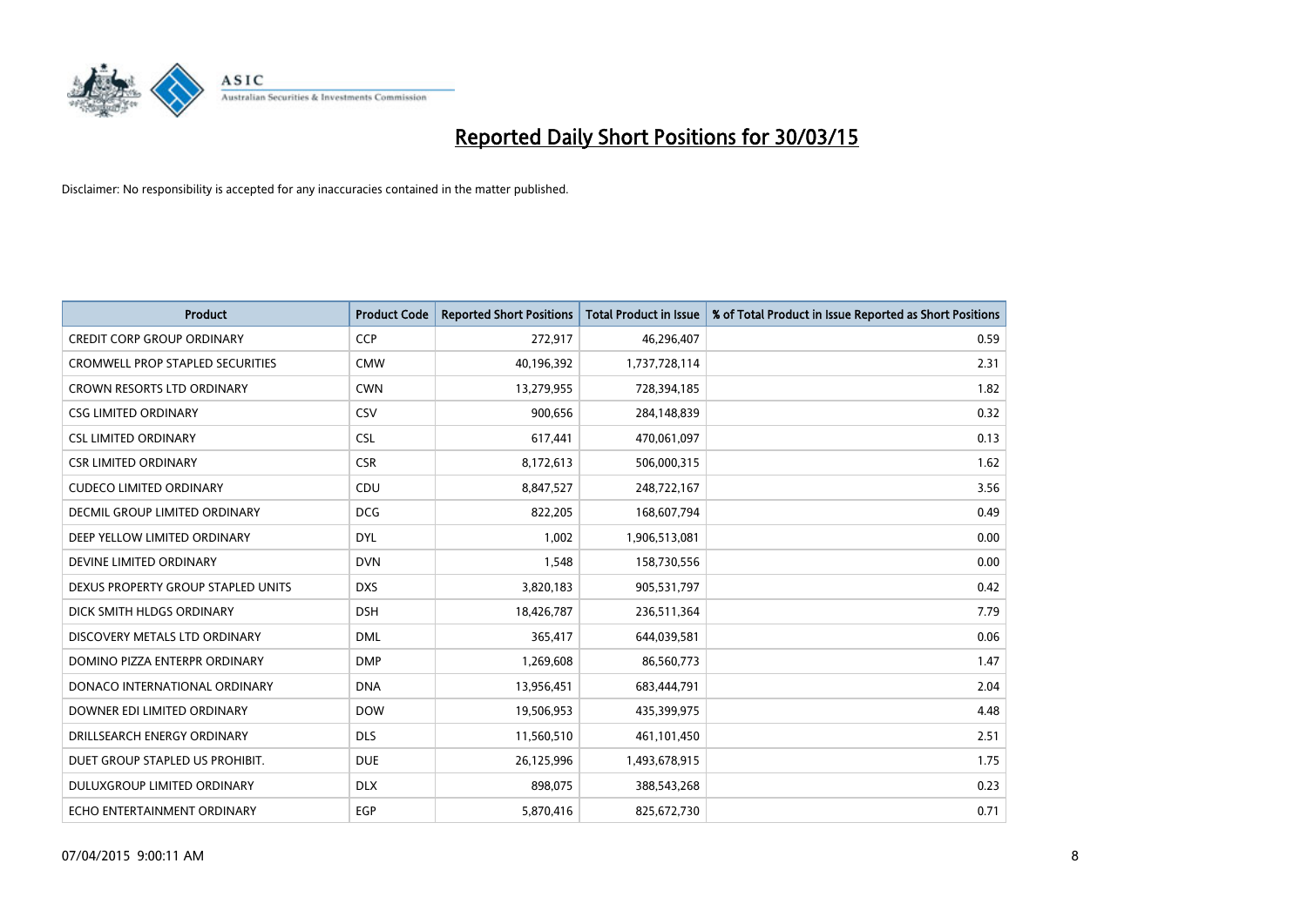# Reported Daily Short Positions for 30/03/15

Disclaimer: No responsibility is accepted for any inaccuracies contained in the matter published.

| Product | Product Code | Reported Short Positions | Total Product in Issue | % of Total Product in Issue Reported as Short Positions |
|---|---|---|---|---|
| CREDIT CORP GROUP ORDINARY | CCP | 272,917 | 46,296,407 | 0.59 |
| CROMWELL PROP STAPLED SECURITIES | CMW | 40,196,392 | 1,737,728,114 | 2.31 |
| CROWN RESORTS LTD ORDINARY | CWN | 13,279,955 | 728,394,185 | 1.82 |
| CSG LIMITED ORDINARY | CSV | 900,656 | 284,148,839 | 0.32 |
| CSL LIMITED ORDINARY | CSL | 617,441 | 470,061,097 | 0.13 |
| CSR LIMITED ORDINARY | CSR | 8,172,613 | 506,000,315 | 1.62 |
| CUDECO LIMITED ORDINARY | CDU | 8,847,527 | 248,722,167 | 3.56 |
| DECMIL GROUP LIMITED ORDINARY | DCG | 822,205 | 168,607,794 | 0.49 |
| DEEP YELLOW LIMITED ORDINARY | DYL | 1,002 | 1,906,513,081 | 0.00 |
| DEVINE LIMITED ORDINARY | DVN | 1,548 | 158,730,556 | 0.00 |
| DEXUS PROPERTY GROUP STAPLED UNITS | DXS | 3,820,183 | 905,531,797 | 0.42 |
| DICK SMITH HLDGS ORDINARY | DSH | 18,426,787 | 236,511,364 | 7.79 |
| DISCOVERY METALS LTD ORDINARY | DML | 365,417 | 644,039,581 | 0.06 |
| DOMINO PIZZA ENTERPR ORDINARY | DMP | 1,269,608 | 86,560,773 | 1.47 |
| DONACO INTERNATIONAL ORDINARY | DNA | 13,956,451 | 683,444,791 | 2.04 |
| DOWNER EDI LIMITED ORDINARY | DOW | 19,506,953 | 435,399,975 | 4.48 |
| DRILLSEARCH ENERGY ORDINARY | DLS | 11,560,510 | 461,101,450 | 2.51 |
| DUET GROUP STAPLED US PROHIBIT. | DUE | 26,125,996 | 1,493,678,915 | 1.75 |
| DULUXGROUP LIMITED ORDINARY | DLX | 898,075 | 388,543,268 | 0.23 |
| ECHO ENTERTAINMENT ORDINARY | EGP | 5,870,416 | 825,672,730 | 0.71 |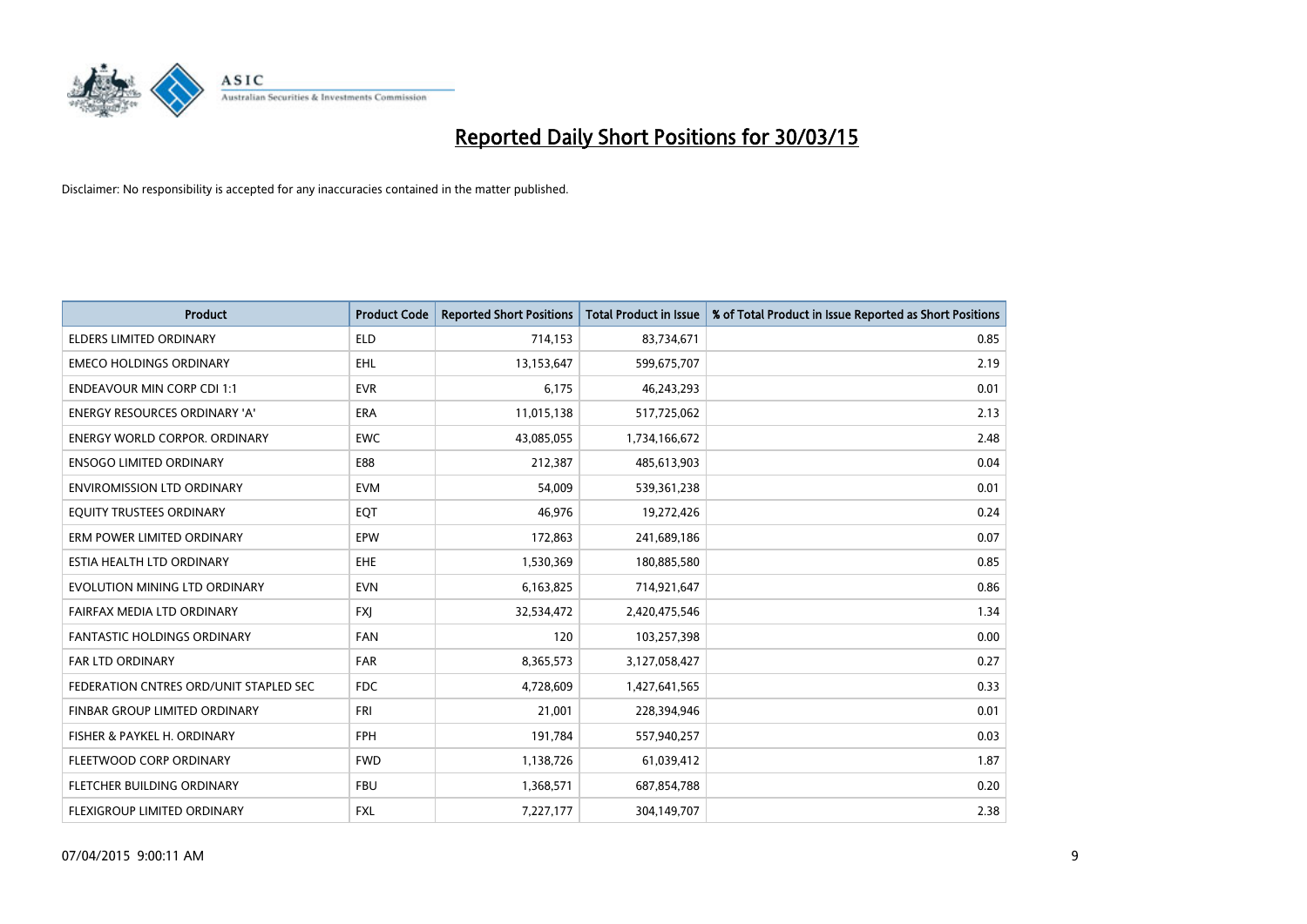# Reported Daily Short Positions for 30/03/15

Disclaimer: No responsibility is accepted for any inaccuracies contained in the matter published.

| Product | Product Code | Reported Short Positions | Total Product in Issue | % of Total Product in Issue Reported as Short Positions |
|---|---|---|---|---|
| ELDERS LIMITED ORDINARY | ELD | 714,153 | 83,734,671 | 0.85 |
| EMECO HOLDINGS ORDINARY | EHL | 13,153,647 | 599,675,707 | 2.19 |
| ENDEAVOUR MIN CORP CDI 1:1 | EVR | 6,175 | 46,243,293 | 0.01 |
| ENERGY RESOURCES ORDINARY 'A' | ERA | 11,015,138 | 517,725,062 | 2.13 |
| ENERGY WORLD CORPOR. ORDINARY | EWC | 43,085,055 | 1,734,166,672 | 2.48 |
| ENSOGO LIMITED ORDINARY | E88 | 212,387 | 485,613,903 | 0.04 |
| ENVIROMISSION LTD ORDINARY | EVM | 54,009 | 539,361,238 | 0.01 |
| EQUITY TRUSTEES ORDINARY | EQT | 46,976 | 19,272,426 | 0.24 |
| ERM POWER LIMITED ORDINARY | EPW | 172,863 | 241,689,186 | 0.07 |
| ESTIA HEALTH LTD ORDINARY | EHE | 1,530,369 | 180,885,580 | 0.85 |
| EVOLUTION MINING LTD ORDINARY | EVN | 6,163,825 | 714,921,647 | 0.86 |
| FAIRFAX MEDIA LTD ORDINARY | FXJ | 32,534,472 | 2,420,475,546 | 1.34 |
| FANTASTIC HOLDINGS ORDINARY | FAN | 120 | 103,257,398 | 0.00 |
| FAR LTD ORDINARY | FAR | 8,365,573 | 3,127,058,427 | 0.27 |
| FEDERATION CNTRES ORD/UNIT STAPLED SEC | FDC | 4,728,609 | 1,427,641,565 | 0.33 |
| FINBAR GROUP LIMITED ORDINARY | FRI | 21,001 | 228,394,946 | 0.01 |
| FISHER & PAYKEL H. ORDINARY | FPH | 191,784 | 557,940,257 | 0.03 |
| FLEETWOOD CORP ORDINARY | FWD | 1,138,726 | 61,039,412 | 1.87 |
| FLETCHER BUILDING ORDINARY | FBU | 1,368,571 | 687,854,788 | 0.20 |
| FLEXIGROUP LIMITED ORDINARY | FXL | 7,227,177 | 304,149,707 | 2.38 |

07/04/2015 9:00:11 AM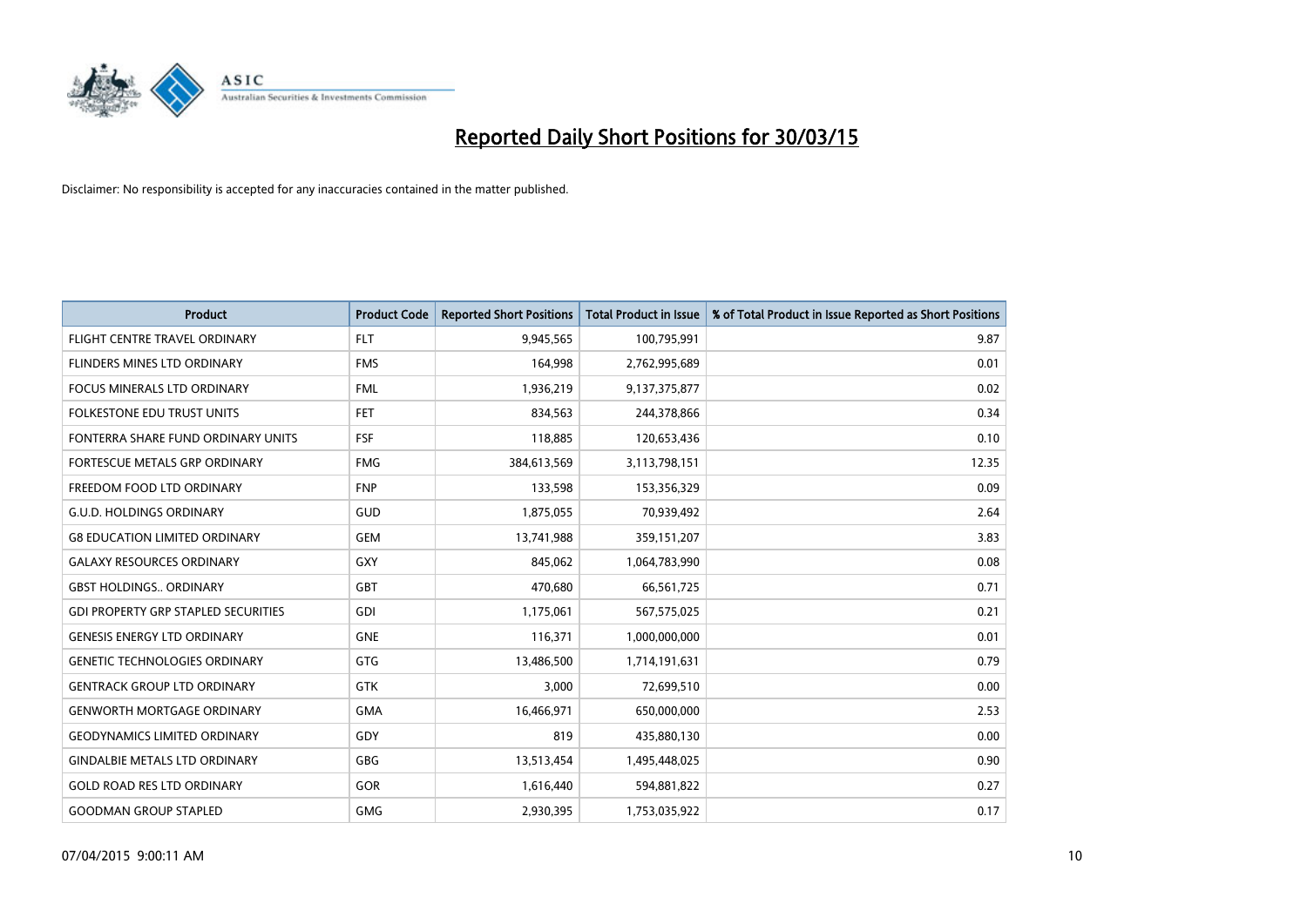# Reported Daily Short Positions for 30/03/15

Disclaimer: No responsibility is accepted for any inaccuracies contained in the matter published.

| Product | Product Code | Reported Short Positions | Total Product in Issue | % of Total Product in Issue Reported as Short Positions |
|---|---|---|---|---|
| FLIGHT CENTRE TRAVEL ORDINARY | FLT | 9,945,565 | 100,795,991 | 9.87 |
| FLINDERS MINES LTD ORDINARY | FMS | 164,998 | 2,762,995,689 | 0.01 |
| FOCUS MINERALS LTD ORDINARY | FML | 1,936,219 | 9,137,375,877 | 0.02 |
| FOLKESTONE EDU TRUST UNITS | FET | 834,563 | 244,378,866 | 0.34 |
| FONTERRA SHARE FUND ORDINARY UNITS | FSF | 118,885 | 120,653,436 | 0.10 |
| FORTESCUE METALS GRP ORDINARY | FMG | 384,613,569 | 3,113,798,151 | 12.35 |
| FREEDOM FOOD LTD ORDINARY | FNP | 133,598 | 153,356,329 | 0.09 |
| G.U.D. HOLDINGS ORDINARY | GUD | 1,875,055 | 70,939,492 | 2.64 |
| G8 EDUCATION LIMITED ORDINARY | GEM | 13,741,988 | 359,151,207 | 3.83 |
| GALAXY RESOURCES ORDINARY | GXY | 845,062 | 1,064,783,990 | 0.08 |
| GBST HOLDINGS.. ORDINARY | GBT | 470,680 | 66,561,725 | 0.71 |
| GDI PROPERTY GRP STAPLED SECURITIES | GDI | 1,175,061 | 567,575,025 | 0.21 |
| GENESIS ENERGY LTD ORDINARY | GNE | 116,371 | 1,000,000,000 | 0.01 |
| GENETIC TECHNOLOGIES ORDINARY | GTG | 13,486,500 | 1,714,191,631 | 0.79 |
| GENTRACK GROUP LTD ORDINARY | GTK | 3,000 | 72,699,510 | 0.00 |
| GENWORTH MORTGAGE ORDINARY | GMA | 16,466,971 | 650,000,000 | 2.53 |
| GEODYNAMICS LIMITED ORDINARY | GDY | 819 | 435,880,130 | 0.00 |
| GINDALBIE METALS LTD ORDINARY | GBG | 13,513,454 | 1,495,448,025 | 0.90 |
| GOLD ROAD RES LTD ORDINARY | GOR | 1,616,440 | 594,881,822 | 0.27 |
| GOODMAN GROUP STAPLED | GMG | 2,930,395 | 1,753,035,922 | 0.17 |

07/04/2015 9:00:11 AM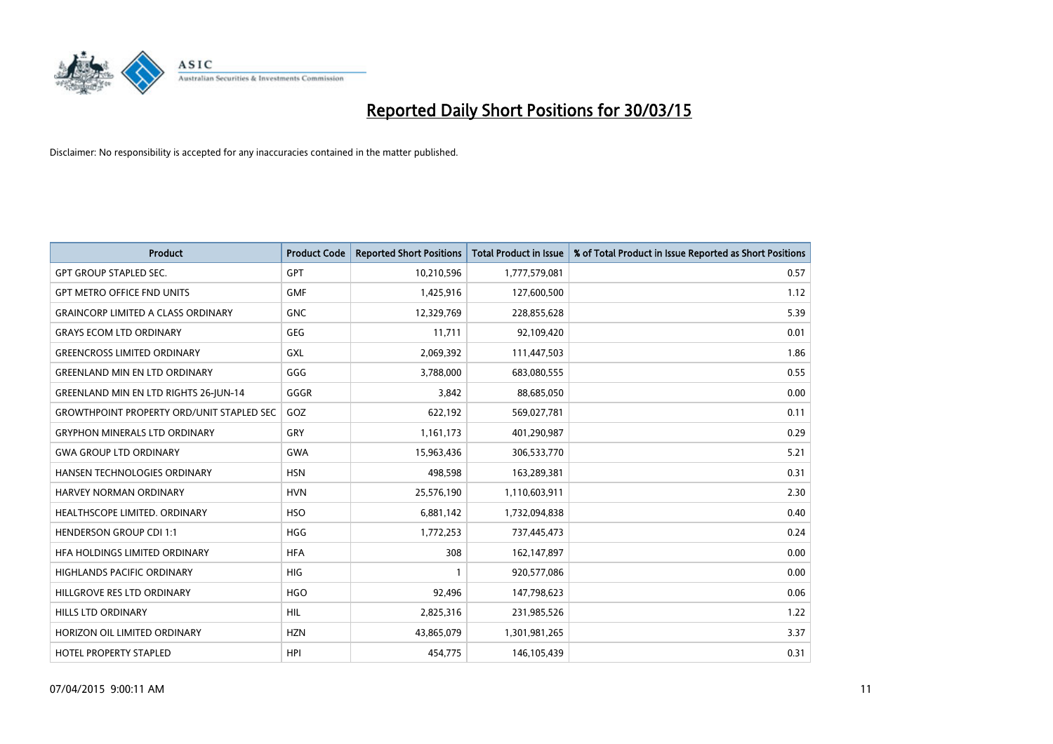# Reported Daily Short Positions for 30/03/15

Disclaimer: No responsibility is accepted for any inaccuracies contained in the matter published.

| Product | Product Code | Reported Short Positions | Total Product in Issue | % of Total Product in Issue Reported as Short Positions |
|---|---|---|---|---|
| GPT GROUP STAPLED SEC. | GPT | 10,210,596 | 1,777,579,081 | 0.57 |
| GPT METRO OFFICE FND UNITS | GMF | 1,425,916 | 127,600,500 | 1.12 |
| GRAINCORP LIMITED A CLASS ORDINARY | GNC | 12,329,769 | 228,855,628 | 5.39 |
| GRAYS ECOM LTD ORDINARY | GEG | 11,711 | 92,109,420 | 0.01 |
| GREENCROSS LIMITED ORDINARY | GXL | 2,069,392 | 111,447,503 | 1.86 |
| GREENLAND MIN EN LTD ORDINARY | GGG | 3,788,000 | 683,080,555 | 0.55 |
| GREENLAND MIN EN LTD RIGHTS 26-JUN-14 | GGGR | 3,842 | 88,685,050 | 0.00 |
| GROWTHPOINT PROPERTY ORD/UNIT STAPLED SEC | GOZ | 622,192 | 569,027,781 | 0.11 |
| GRYPHON MINERALS LTD ORDINARY | GRY | 1,161,173 | 401,290,987 | 0.29 |
| GWA GROUP LTD ORDINARY | GWA | 15,963,436 | 306,533,770 | 5.21 |
| HANSEN TECHNOLOGIES ORDINARY | HSN | 498,598 | 163,289,381 | 0.31 |
| HARVEY NORMAN ORDINARY | HVN | 25,576,190 | 1,110,603,911 | 2.30 |
| HEALTHSCOPE LIMITED. ORDINARY | HSO | 6,881,142 | 1,732,094,838 | 0.40 |
| HENDERSON GROUP CDI 1:1 | HGG | 1,772,253 | 737,445,473 | 0.24 |
| HFA HOLDINGS LIMITED ORDINARY | HFA | 308 | 162,147,897 | 0.00 |
| HIGHLANDS PACIFIC ORDINARY | HIG | 1 | 920,577,086 | 0.00 |
| HILLGROVE RES LTD ORDINARY | HGO | 92,496 | 147,798,623 | 0.06 |
| HILLS LTD ORDINARY | HIL | 2,825,316 | 231,985,526 | 1.22 |
| HORIZON OIL LIMITED ORDINARY | HZN | 43,865,079 | 1,301,981,265 | 3.37 |
| HOTEL PROPERTY STAPLED | HPI | 454,775 | 146,105,439 | 0.31 |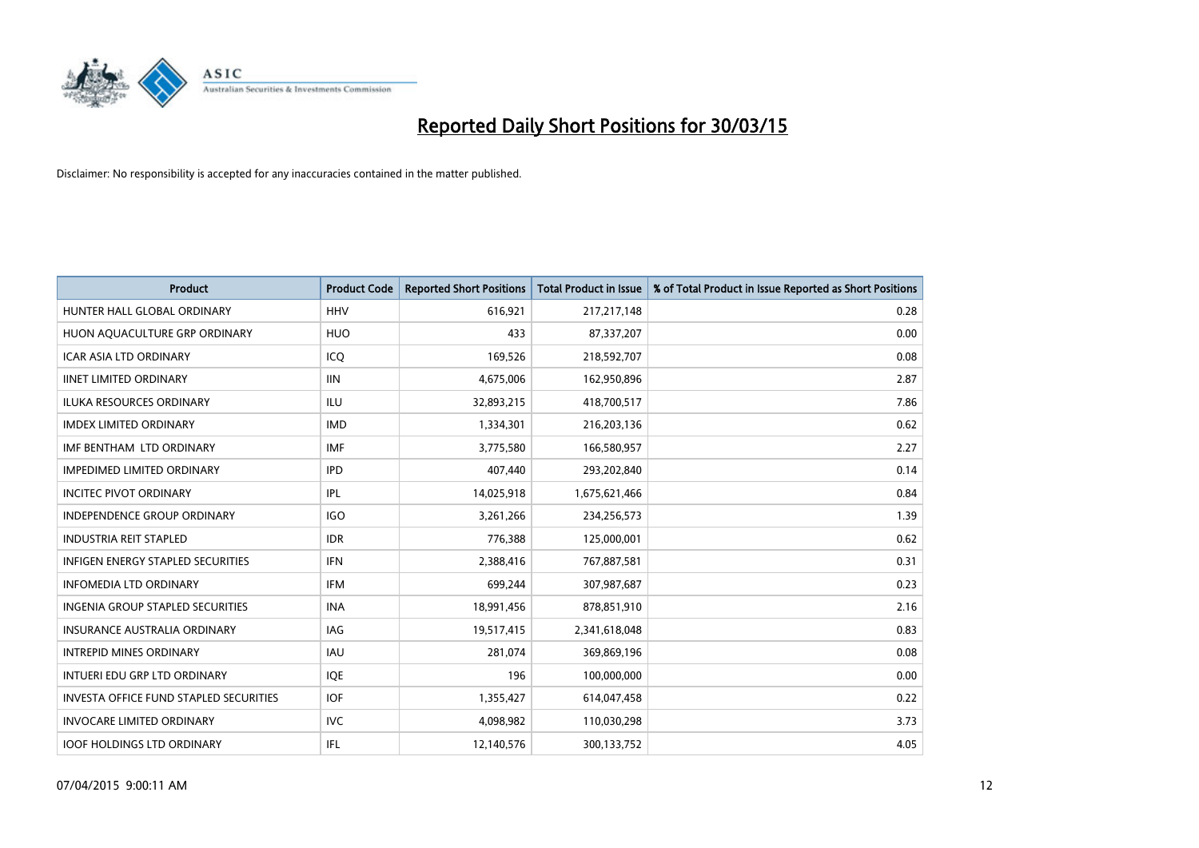# Reported Daily Short Positions for 30/03/15

Disclaimer: No responsibility is accepted for any inaccuracies contained in the matter published.

| Product | Product Code | Reported Short Positions | Total Product in Issue | % of Total Product in Issue Reported as Short Positions |
|---|---|---|---|---|
| HUNTER HALL GLOBAL ORDINARY | HHV | 616,921 | 217,217,148 | 0.28 |
| HUON AQUACULTURE GRP ORDINARY | HUO | 433 | 87,337,207 | 0.00 |
| ICAR ASIA LTD ORDINARY | ICQ | 169,526 | 218,592,707 | 0.08 |
| IINET LIMITED ORDINARY | IIN | 4,675,006 | 162,950,896 | 2.87 |
| ILUKA RESOURCES ORDINARY | ILU | 32,893,215 | 418,700,517 | 7.86 |
| IMDEX LIMITED ORDINARY | IMD | 1,334,301 | 216,203,136 | 0.62 |
| IMF BENTHAM LTD ORDINARY | IMF | 3,775,580 | 166,580,957 | 2.27 |
| IMPEDIMED LIMITED ORDINARY | IPD | 407,440 | 293,202,840 | 0.14 |
| INCITEC PIVOT ORDINARY | IPL | 14,025,918 | 1,675,621,466 | 0.84 |
| INDEPENDENCE GROUP ORDINARY | IGO | 3,261,266 | 234,256,573 | 1.39 |
| INDUSTRIA REIT STAPLED | IDR | 776,388 | 125,000,001 | 0.62 |
| INFIGEN ENERGY STAPLED SECURITIES | IFN | 2,388,416 | 767,887,581 | 0.31 |
| INFOMEDIA LTD ORDINARY | IFM | 699,244 | 307,987,687 | 0.23 |
| INGENIA GROUP STAPLED SECURITIES | INA | 18,991,456 | 878,851,910 | 2.16 |
| INSURANCE AUSTRALIA ORDINARY | IAG | 19,517,415 | 2,341,618,048 | 0.83 |
| INTREPID MINES ORDINARY | IAU | 281,074 | 369,869,196 | 0.08 |
| INTUERI EDU GRP LTD ORDINARY | IQE | 196 | 100,000,000 | 0.00 |
| INVESTA OFFICE FUND STAPLED SECURITIES | IOF | 1,355,427 | 614,047,458 | 0.22 |
| INVOCARE LIMITED ORDINARY | IVC | 4,098,982 | 110,030,298 | 3.73 |
| IOOF HOLDINGS LTD ORDINARY | IFL | 12,140,576 | 300,133,752 | 4.05 |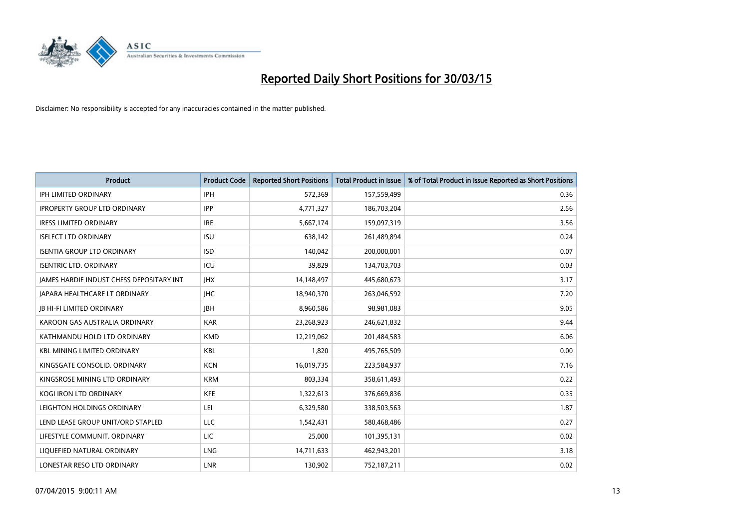# Reported Daily Short Positions for 30/03/15

Disclaimer: No responsibility is accepted for any inaccuracies contained in the matter published.

| Product | Product Code | Reported Short Positions | Total Product in Issue | % of Total Product in Issue Reported as Short Positions |
|---|---|---|---|---|
| IPH LIMITED ORDINARY | IPH | 572,369 | 157,559,499 | 0.36 |
| IPROPERTY GROUP LTD ORDINARY | IPP | 4,771,327 | 186,703,204 | 2.56 |
| IRESS LIMITED ORDINARY | IRE | 5,667,174 | 159,097,319 | 3.56 |
| ISELECT LTD ORDINARY | ISU | 638,142 | 261,489,894 | 0.24 |
| ISENTIA GROUP LTD ORDINARY | ISD | 140,042 | 200,000,001 | 0.07 |
| ISENTRIC LTD. ORDINARY | ICU | 39,829 | 134,703,703 | 0.03 |
| JAMES HARDIE INDUST CHESS DEPOSITARY INT | JHX | 14,148,497 | 445,680,673 | 3.17 |
| JAPARA HEALTHCARE LT ORDINARY | JHC | 18,940,370 | 263,046,592 | 7.20 |
| JB HI-FI LIMITED ORDINARY | JBH | 8,960,586 | 98,981,083 | 9.05 |
| KAROON GAS AUSTRALIA ORDINARY | KAR | 23,268,923 | 246,621,832 | 9.44 |
| KATHMANDU HOLD LTD ORDINARY | KMD | 12,219,062 | 201,484,583 | 6.06 |
| KBL MINING LIMITED ORDINARY | KBL | 1,820 | 495,765,509 | 0.00 |
| KINGSGATE CONSOLID. ORDINARY | KCN | 16,019,735 | 223,584,937 | 7.16 |
| KINGSROSE MINING LTD ORDINARY | KRM | 803,334 | 358,611,493 | 0.22 |
| KOGI IRON LTD ORDINARY | KFE | 1,322,613 | 376,669,836 | 0.35 |
| LEIGHTON HOLDINGS ORDINARY | LEI | 6,329,580 | 338,503,563 | 1.87 |
| LEND LEASE GROUP UNIT/ORD STAPLED | LLC | 1,542,431 | 580,468,486 | 0.27 |
| LIFESTYLE COMMUNIT. ORDINARY | LIC | 25,000 | 101,395,131 | 0.02 |
| LIQUEFIED NATURAL ORDINARY | LNG | 14,711,633 | 462,943,201 | 3.18 |
| LONESTAR RESO LTD ORDINARY | LNR | 130,902 | 752,187,211 | 0.02 |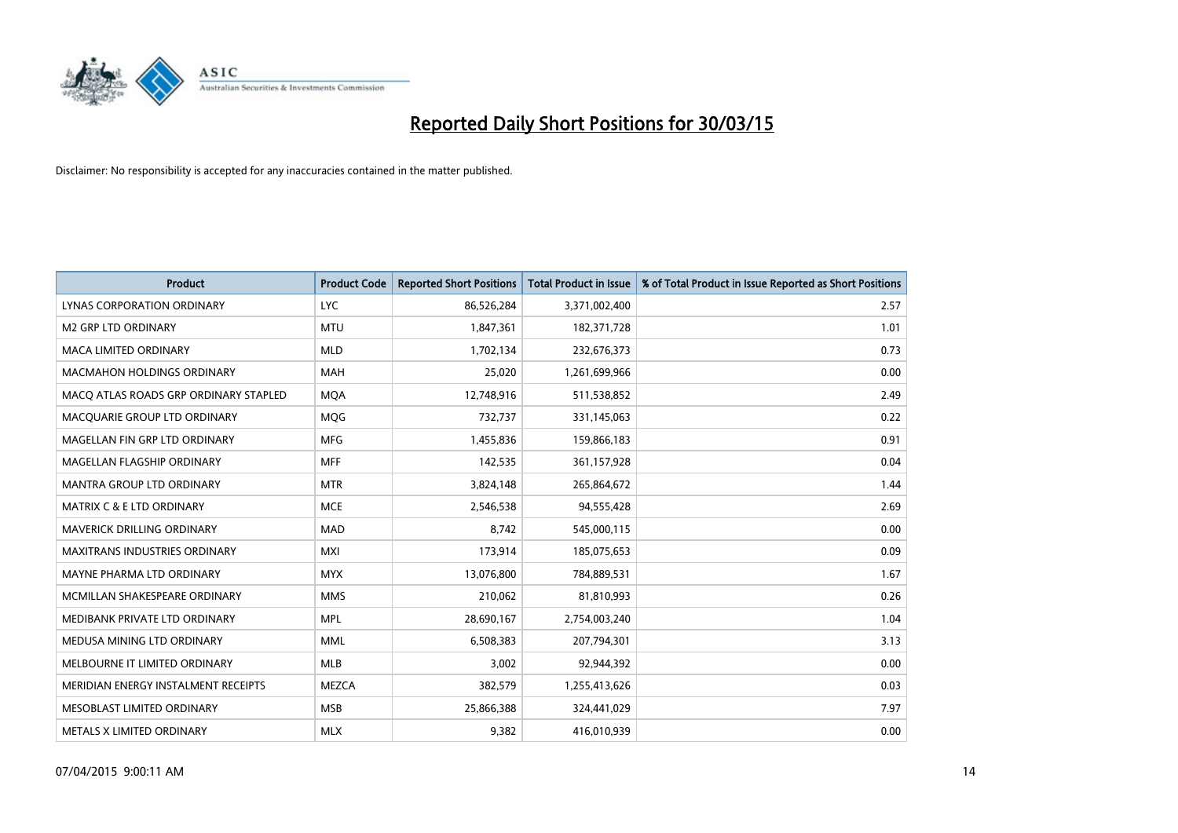# Reported Daily Short Positions for 30/03/15

Disclaimer: No responsibility is accepted for any inaccuracies contained in the matter published.

| Product | Product Code | Reported Short Positions | Total Product in Issue | % of Total Product in Issue Reported as Short Positions |
|---|---|---|---|---|
| LYNAS CORPORATION ORDINARY | LYC | 86,526,284 | 3,371,002,400 | 2.57 |
| M2 GRP LTD ORDINARY | MTU | 1,847,361 | 182,371,728 | 1.01 |
| MACA LIMITED ORDINARY | MLD | 1,702,134 | 232,676,373 | 0.73 |
| MACMAHON HOLDINGS ORDINARY | MAH | 25,020 | 1,261,699,966 | 0.00 |
| MACQ ATLAS ROADS GRP ORDINARY STAPLED | MQA | 12,748,916 | 511,538,852 | 2.49 |
| MACQUARIE GROUP LTD ORDINARY | MQG | 732,737 | 331,145,063 | 0.22 |
| MAGELLAN FIN GRP LTD ORDINARY | MFG | 1,455,836 | 159,866,183 | 0.91 |
| MAGELLAN FLAGSHIP ORDINARY | MFF | 142,535 | 361,157,928 | 0.04 |
| MANTRA GROUP LTD ORDINARY | MTR | 3,824,148 | 265,864,672 | 1.44 |
| MATRIX C & E LTD ORDINARY | MCE | 2,546,538 | 94,555,428 | 2.69 |
| MAVERICK DRILLING ORDINARY | MAD | 8,742 | 545,000,115 | 0.00 |
| MAXITRANS INDUSTRIES ORDINARY | MXI | 173,914 | 185,075,653 | 0.09 |
| MAYNE PHARMA LTD ORDINARY | MYX | 13,076,800 | 784,889,531 | 1.67 |
| MCMILLAN SHAKESPEARE ORDINARY | MMS | 210,062 | 81,810,993 | 0.26 |
| MEDIBANK PRIVATE LTD ORDINARY | MPL | 28,690,167 | 2,754,003,240 | 1.04 |
| MEDUSA MINING LTD ORDINARY | MML | 6,508,383 | 207,794,301 | 3.13 |
| MELBOURNE IT LIMITED ORDINARY | MLB | 3,002 | 92,944,392 | 0.00 |
| MERIDIAN ENERGY INSTALMENT RECEIPTS | MEZCA | 382,579 | 1,255,413,626 | 0.03 |
| MESOBLAST LIMITED ORDINARY | MSB | 25,866,388 | 324,441,029 | 7.97 |
| METALS X LIMITED ORDINARY | MLX | 9,382 | 416,010,939 | 0.00 |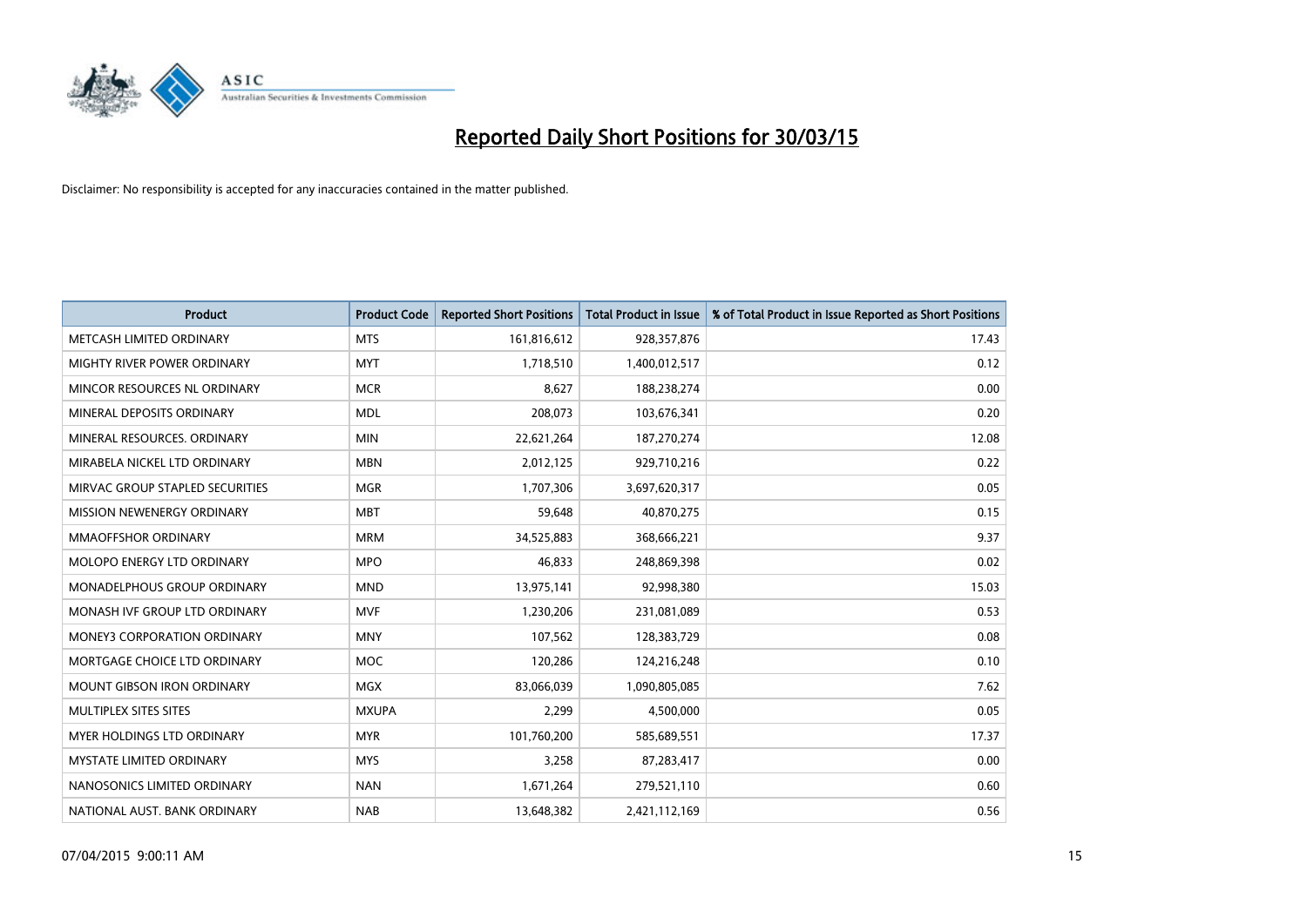# Reported Daily Short Positions for 30/03/15

Disclaimer: No responsibility is accepted for any inaccuracies contained in the matter published.

| Product | Product Code | Reported Short Positions | Total Product in Issue | % of Total Product in Issue Reported as Short Positions |
|---|---|---|---|---|
| METCASH LIMITED ORDINARY | MTS | 161,816,612 | 928,357,876 | 17.43 |
| MIGHTY RIVER POWER ORDINARY | MYT | 1,718,510 | 1,400,012,517 | 0.12 |
| MINCOR RESOURCES NL ORDINARY | MCR | 8,627 | 188,238,274 | 0.00 |
| MINERAL DEPOSITS ORDINARY | MDL | 208,073 | 103,676,341 | 0.20 |
| MINERAL RESOURCES. ORDINARY | MIN | 22,621,264 | 187,270,274 | 12.08 |
| MIRABELA NICKEL LTD ORDINARY | MBN | 2,012,125 | 929,710,216 | 0.22 |
| MIRVAC GROUP STAPLED SECURITIES | MGR | 1,707,306 | 3,697,620,317 | 0.05 |
| MISSION NEWENERGY ORDINARY | MBT | 59,648 | 40,870,275 | 0.15 |
| MMAOFFSHOR ORDINARY | MRM | 34,525,883 | 368,666,221 | 9.37 |
| MOLOPO ENERGY LTD ORDINARY | MPO | 46,833 | 248,869,398 | 0.02 |
| MONADELPHOUS GROUP ORDINARY | MND | 13,975,141 | 92,998,380 | 15.03 |
| MONASH IVF GROUP LTD ORDINARY | MVF | 1,230,206 | 231,081,089 | 0.53 |
| MONEY3 CORPORATION ORDINARY | MNY | 107,562 | 128,383,729 | 0.08 |
| MORTGAGE CHOICE LTD ORDINARY | MOC | 120,286 | 124,216,248 | 0.10 |
| MOUNT GIBSON IRON ORDINARY | MGX | 83,066,039 | 1,090,805,085 | 7.62 |
| MULTIPLEX SITES SITES | MXUPA | 2,299 | 4,500,000 | 0.05 |
| MYER HOLDINGS LTD ORDINARY | MYR | 101,760,200 | 585,689,551 | 17.37 |
| MYSTATE LIMITED ORDINARY | MYS | 3,258 | 87,283,417 | 0.00 |
| NANOSONICS LIMITED ORDINARY | NAN | 1,671,264 | 279,521,110 | 0.60 |
| NATIONAL AUST. BANK ORDINARY | NAB | 13,648,382 | 2,421,112,169 | 0.56 |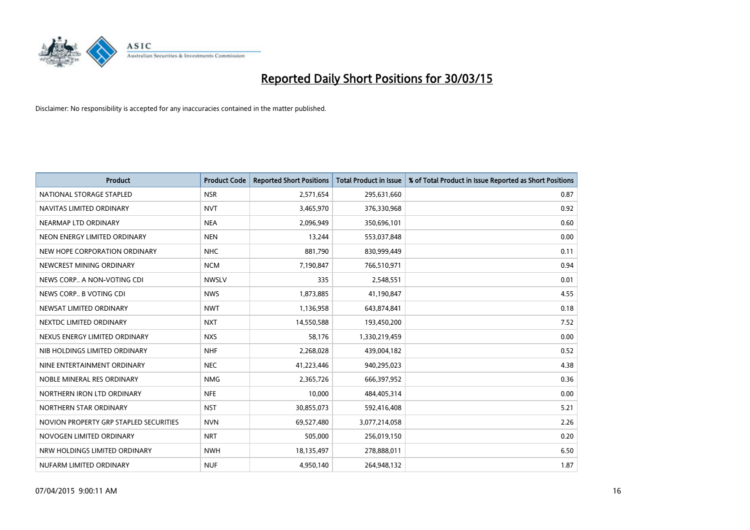# Reported Daily Short Positions for 30/03/15

Disclaimer: No responsibility is accepted for any inaccuracies contained in the matter published.

| Product | Product Code | Reported Short Positions | Total Product in Issue | % of Total Product in Issue Reported as Short Positions |
|---|---|---|---|---|
| NATIONAL STORAGE STAPLED | NSR | 2,571,654 | 295,631,660 | 0.87 |
| NAVITAS LIMITED ORDINARY | NVT | 3,465,970 | 376,330,968 | 0.92 |
| NEARMAP LTD ORDINARY | NEA | 2,096,949 | 350,696,101 | 0.60 |
| NEON ENERGY LIMITED ORDINARY | NEN | 13,244 | 553,037,848 | 0.00 |
| NEW HOPE CORPORATION ORDINARY | NHC | 881,790 | 830,999,449 | 0.11 |
| NEWCREST MINING ORDINARY | NCM | 7,190,847 | 766,510,971 | 0.94 |
| NEWS CORP.. A NON-VOTING CDI | NWSLV | 335 | 2,548,551 | 0.01 |
| NEWS CORP.. B VOTING CDI | NWS | 1,873,885 | 41,190,847 | 4.55 |
| NEWSAT LIMITED ORDINARY | NWT | 1,136,958 | 643,874,841 | 0.18 |
| NEXTDC LIMITED ORDINARY | NXT | 14,550,588 | 193,450,200 | 7.52 |
| NEXUS ENERGY LIMITED ORDINARY | NXS | 58,176 | 1,330,219,459 | 0.00 |
| NIB HOLDINGS LIMITED ORDINARY | NHF | 2,268,028 | 439,004,182 | 0.52 |
| NINE ENTERTAINMENT ORDINARY | NEC | 41,223,446 | 940,295,023 | 4.38 |
| NOBLE MINERAL RES ORDINARY | NMG | 2,365,726 | 666,397,952 | 0.36 |
| NORTHERN IRON LTD ORDINARY | NFE | 10,000 | 484,405,314 | 0.00 |
| NORTHERN STAR ORDINARY | NST | 30,855,073 | 592,416,408 | 5.21 |
| NOVION PROPERTY GRP STAPLED SECURITIES | NVN | 69,527,480 | 3,077,214,058 | 2.26 |
| NOVOGEN LIMITED ORDINARY | NRT | 505,000 | 256,019,150 | 0.20 |
| NRW HOLDINGS LIMITED ORDINARY | NWH | 18,135,497 | 278,888,011 | 6.50 |
| NUFARM LIMITED ORDINARY | NUF | 4,950,140 | 264,948,132 | 1.87 |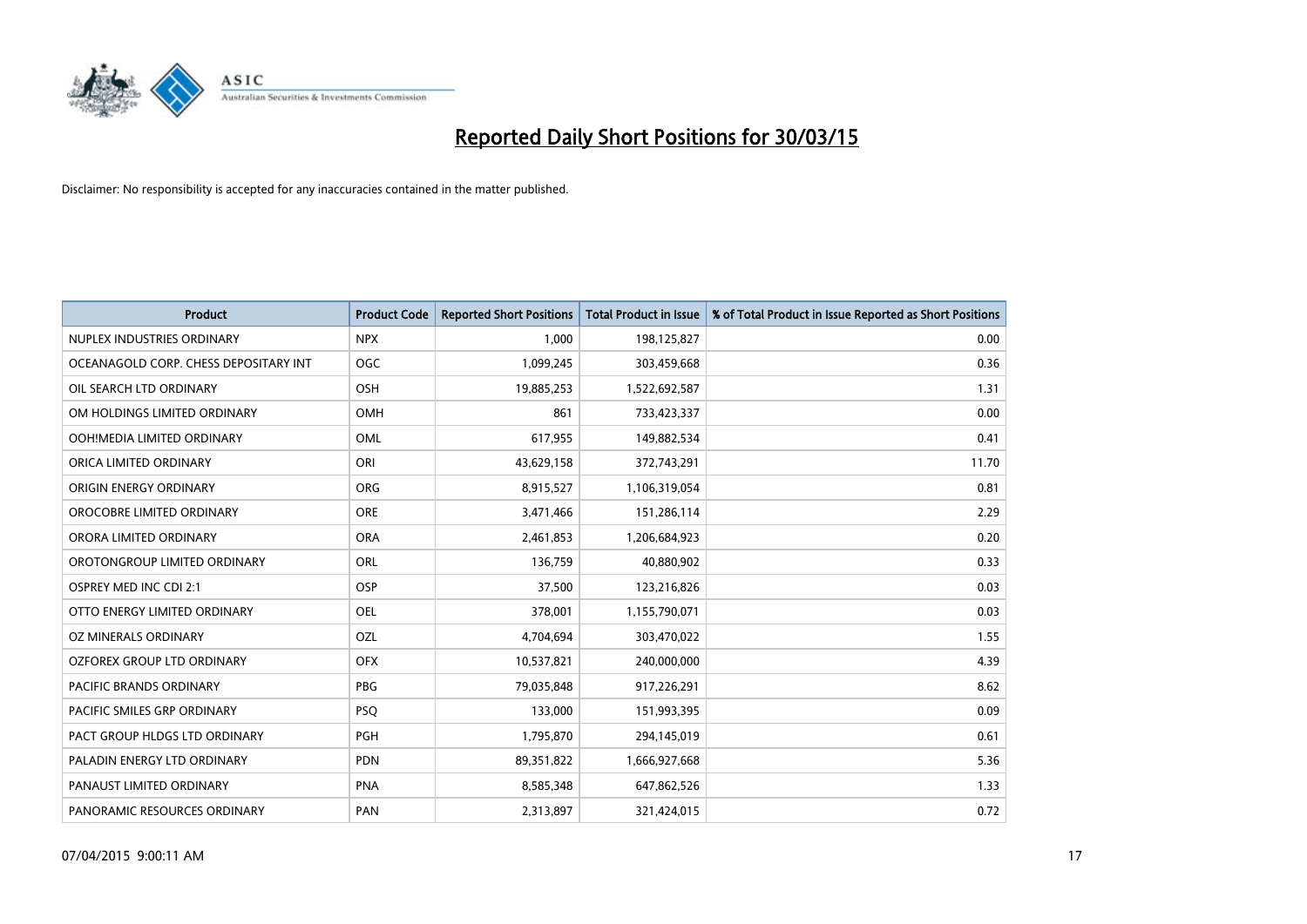# Reported Daily Short Positions for 30/03/15

Disclaimer: No responsibility is accepted for any inaccuracies contained in the matter published.

| Product | Product Code | Reported Short Positions | Total Product in Issue | % of Total Product in Issue Reported as Short Positions |
|---|---|---|---|---|
| NUPLEX INDUSTRIES ORDINARY | NPX | 1,000 | 198,125,827 | 0.00 |
| OCEANAGOLD CORP. CHESS DEPOSITARY INT | OGC | 1,099,245 | 303,459,668 | 0.36 |
| OIL SEARCH LTD ORDINARY | OSH | 19,885,253 | 1,522,692,587 | 1.31 |
| OM HOLDINGS LIMITED ORDINARY | OMH | 861 | 733,423,337 | 0.00 |
| OOH!MEDIA LIMITED ORDINARY | OML | 617,955 | 149,882,534 | 0.41 |
| ORICA LIMITED ORDINARY | ORI | 43,629,158 | 372,743,291 | 11.70 |
| ORIGIN ENERGY ORDINARY | ORG | 8,915,527 | 1,106,319,054 | 0.81 |
| OROCOBRE LIMITED ORDINARY | ORE | 3,471,466 | 151,286,114 | 2.29 |
| ORORA LIMITED ORDINARY | ORA | 2,461,853 | 1,206,684,923 | 0.20 |
| OROTONGROUP LIMITED ORDINARY | ORL | 136,759 | 40,880,902 | 0.33 |
| OSPREY MED INC CDI 2:1 | OSP | 37,500 | 123,216,826 | 0.03 |
| OTTO ENERGY LIMITED ORDINARY | OEL | 378,001 | 1,155,790,071 | 0.03 |
| OZ MINERALS ORDINARY | OZL | 4,704,694 | 303,470,022 | 1.55 |
| OZFOREX GROUP LTD ORDINARY | OFX | 10,537,821 | 240,000,000 | 4.39 |
| PACIFIC BRANDS ORDINARY | PBG | 79,035,848 | 917,226,291 | 8.62 |
| PACIFIC SMILES GRP ORDINARY | PSQ | 133,000 | 151,993,395 | 0.09 |
| PACT GROUP HLDGS LTD ORDINARY | PGH | 1,795,870 | 294,145,019 | 0.61 |
| PALADIN ENERGY LTD ORDINARY | PDN | 89,351,822 | 1,666,927,668 | 5.36 |
| PANAUST LIMITED ORDINARY | PNA | 8,585,348 | 647,862,526 | 1.33 |
| PANORAMIC RESOURCES ORDINARY | PAN | 2,313,897 | 321,424,015 | 0.72 |

07/04/2015 9:00:11 AM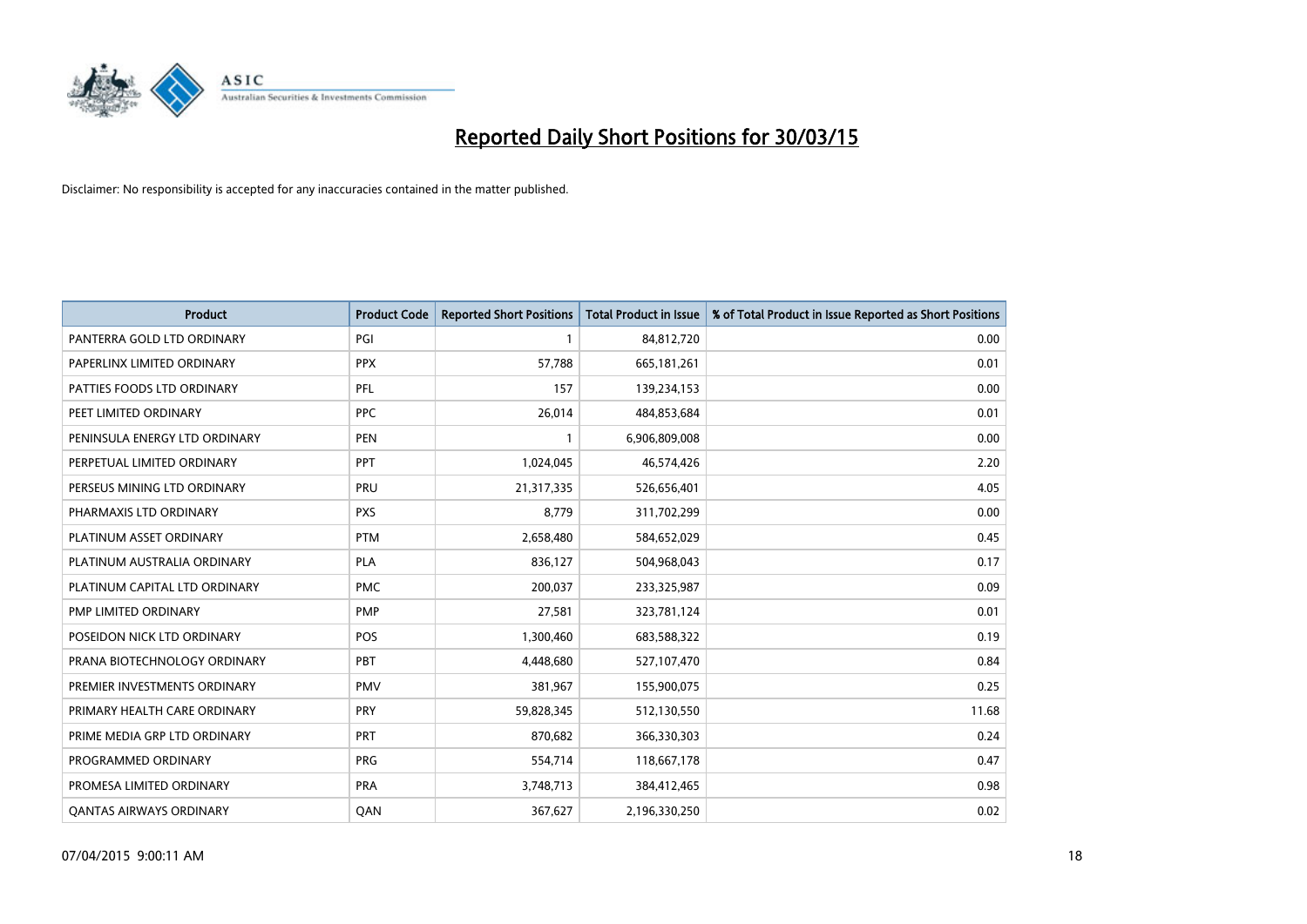# Reported Daily Short Positions for 30/03/15

Disclaimer: No responsibility is accepted for any inaccuracies contained in the matter published.

| Product | Product Code | Reported Short Positions | Total Product in Issue | % of Total Product in Issue Reported as Short Positions |
| --- | --- | --- | --- | --- |
| PANTERRA GOLD LTD ORDINARY | PGI | 1 | 84,812,720 | 0.00 |
| PAPERLINX LIMITED ORDINARY | PPX | 57,788 | 665,181,261 | 0.01 |
| PATTIES FOODS LTD ORDINARY | PFL | 157 | 139,234,153 | 0.00 |
| PEET LIMITED ORDINARY | PPC | 26,014 | 484,853,684 | 0.01 |
| PENINSULA ENERGY LTD ORDINARY | PEN | 1 | 6,906,809,008 | 0.00 |
| PERPETUAL LIMITED ORDINARY | PPT | 1,024,045 | 46,574,426 | 2.20 |
| PERSEUS MINING LTD ORDINARY | PRU | 21,317,335 | 526,656,401 | 4.05 |
| PHARMAXIS LTD ORDINARY | PXS | 8,779 | 311,702,299 | 0.00 |
| PLATINUM ASSET ORDINARY | PTM | 2,658,480 | 584,652,029 | 0.45 |
| PLATINUM AUSTRALIA ORDINARY | PLA | 836,127 | 504,968,043 | 0.17 |
| PLATINUM CAPITAL LTD ORDINARY | PMC | 200,037 | 233,325,987 | 0.09 |
| PMP LIMITED ORDINARY | PMP | 27,581 | 323,781,124 | 0.01 |
| POSEIDON NICK LTD ORDINARY | POS | 1,300,460 | 683,588,322 | 0.19 |
| PRANA BIOTECHNOLOGY ORDINARY | PBT | 4,448,680 | 527,107,470 | 0.84 |
| PREMIER INVESTMENTS ORDINARY | PMV | 381,967 | 155,900,075 | 0.25 |
| PRIMARY HEALTH CARE ORDINARY | PRY | 59,828,345 | 512,130,550 | 11.68 |
| PRIME MEDIA GRP LTD ORDINARY | PRT | 870,682 | 366,330,303 | 0.24 |
| PROGRAMMED ORDINARY | PRG | 554,714 | 118,667,178 | 0.47 |
| PROMESA LIMITED ORDINARY | PRA | 3,748,713 | 384,412,465 | 0.98 |
| QANTAS AIRWAYS ORDINARY | QAN | 367,627 | 2,196,330,250 | 0.02 |

07/04/2015 9:00:11 AM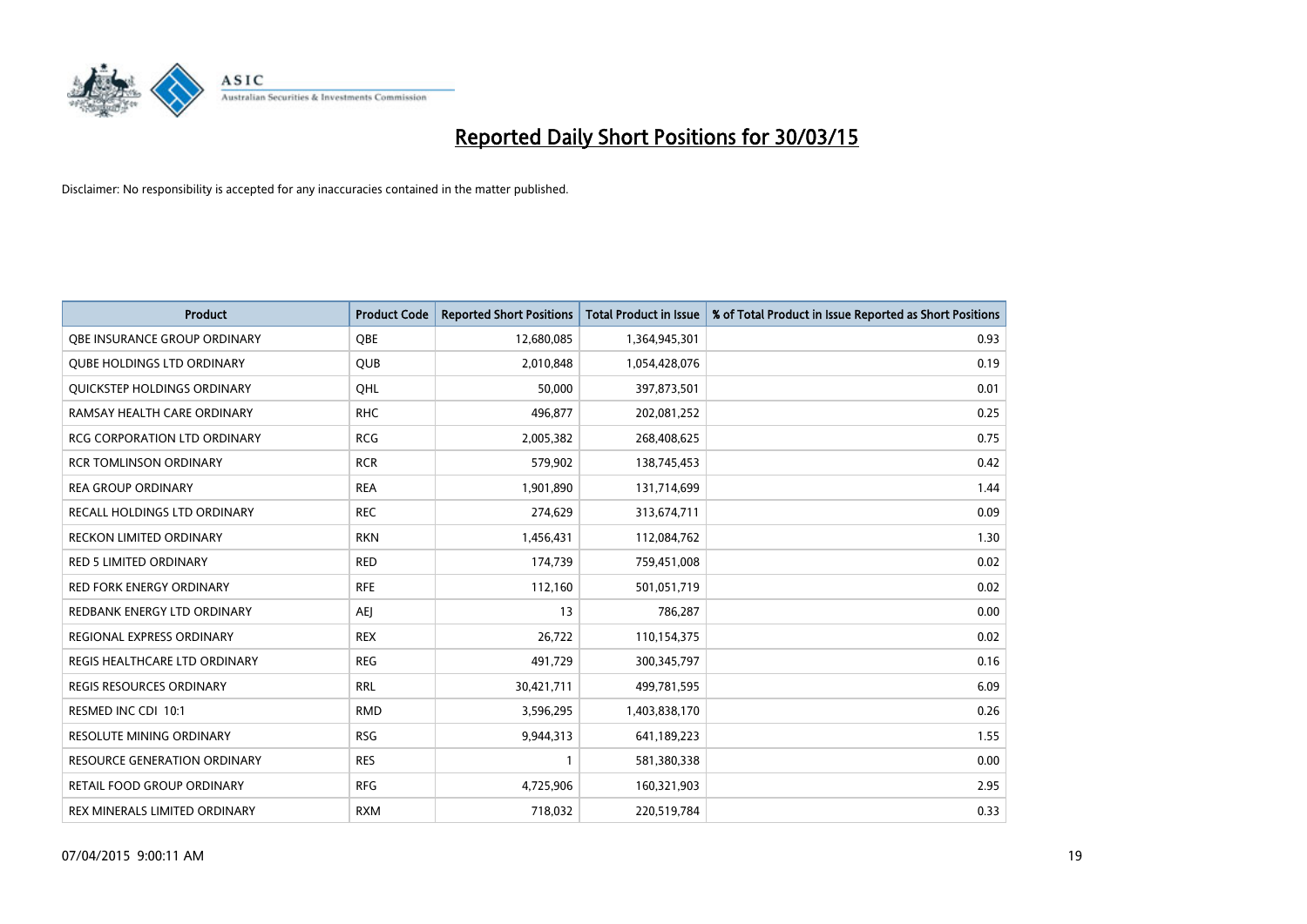# Reported Daily Short Positions for 30/03/15

Disclaimer: No responsibility is accepted for any inaccuracies contained in the matter published.

| Product | Product Code | Reported Short Positions | Total Product in Issue | % of Total Product in Issue Reported as Short Positions |
|---|---|---|---|---|
| QBE INSURANCE GROUP ORDINARY | QBE | 12,680,085 | 1,364,945,301 | 0.93 |
| QUBE HOLDINGS LTD ORDINARY | QUB | 2,010,848 | 1,054,428,076 | 0.19 |
| QUICKSTEP HOLDINGS ORDINARY | QHL | 50,000 | 397,873,501 | 0.01 |
| RAMSAY HEALTH CARE ORDINARY | RHC | 496,877 | 202,081,252 | 0.25 |
| RCG CORPORATION LTD ORDINARY | RCG | 2,005,382 | 268,408,625 | 0.75 |
| RCR TOMLINSON ORDINARY | RCR | 579,902 | 138,745,453 | 0.42 |
| REA GROUP ORDINARY | REA | 1,901,890 | 131,714,699 | 1.44 |
| RECALL HOLDINGS LTD ORDINARY | REC | 274,629 | 313,674,711 | 0.09 |
| RECKON LIMITED ORDINARY | RKN | 1,456,431 | 112,084,762 | 1.30 |
| RED 5 LIMITED ORDINARY | RED | 174,739 | 759,451,008 | 0.02 |
| RED FORK ENERGY ORDINARY | RFE | 112,160 | 501,051,719 | 0.02 |
| REDBANK ENERGY LTD ORDINARY | AEJ | 13 | 786,287 | 0.00 |
| REGIONAL EXPRESS ORDINARY | REX | 26,722 | 110,154,375 | 0.02 |
| REGIS HEALTHCARE LTD ORDINARY | REG | 491,729 | 300,345,797 | 0.16 |
| REGIS RESOURCES ORDINARY | RRL | 30,421,711 | 499,781,595 | 6.09 |
| RESMED INC CDI 10:1 | RMD | 3,596,295 | 1,403,838,170 | 0.26 |
| RESOLUTE MINING ORDINARY | RSG | 9,944,313 | 641,189,223 | 1.55 |
| RESOURCE GENERATION ORDINARY | RES | 1 | 581,380,338 | 0.00 |
| RETAIL FOOD GROUP ORDINARY | RFG | 4,725,906 | 160,321,903 | 2.95 |
| REX MINERALS LIMITED ORDINARY | RXM | 718,032 | 220,519,784 | 0.33 |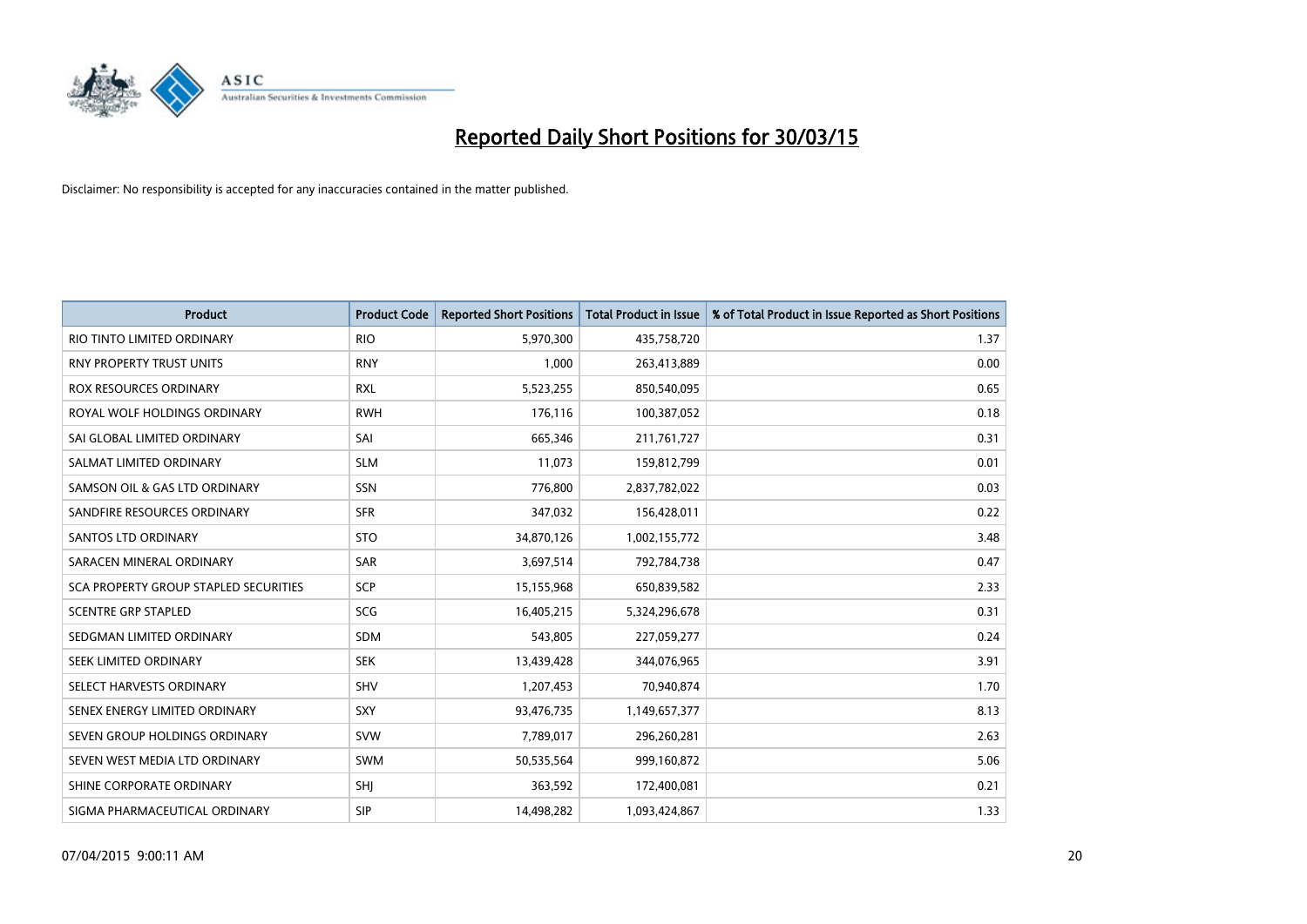# Reported Daily Short Positions for 30/03/15

Disclaimer: No responsibility is accepted for any inaccuracies contained in the matter published.

| Product | Product Code | Reported Short Positions | Total Product in Issue | % of Total Product in Issue Reported as Short Positions |
|---|---|---|---|---|
| RIO TINTO LIMITED ORDINARY | RIO | 5,970,300 | 435,758,720 | 1.37 |
| RNY PROPERTY TRUST UNITS | RNY | 1,000 | 263,413,889 | 0.00 |
| ROX RESOURCES ORDINARY | RXL | 5,523,255 | 850,540,095 | 0.65 |
| ROYAL WOLF HOLDINGS ORDINARY | RWH | 176,116 | 100,387,052 | 0.18 |
| SAI GLOBAL LIMITED ORDINARY | SAI | 665,346 | 211,761,727 | 0.31 |
| SALMAT LIMITED ORDINARY | SLM | 11,073 | 159,812,799 | 0.01 |
| SAMSON OIL & GAS LTD ORDINARY | SSN | 776,800 | 2,837,782,022 | 0.03 |
| SANDFIRE RESOURCES ORDINARY | SFR | 347,032 | 156,428,011 | 0.22 |
| SANTOS LTD ORDINARY | STO | 34,870,126 | 1,002,155,772 | 3.48 |
| SARACEN MINERAL ORDINARY | SAR | 3,697,514 | 792,784,738 | 0.47 |
| SCA PROPERTY GROUP STAPLED SECURITIES | SCP | 15,155,968 | 650,839,582 | 2.33 |
| SCENTRE GRP STAPLED | SCG | 16,405,215 | 5,324,296,678 | 0.31 |
| SEDGMAN LIMITED ORDINARY | SDM | 543,805 | 227,059,277 | 0.24 |
| SEEK LIMITED ORDINARY | SEK | 13,439,428 | 344,076,965 | 3.91 |
| SELECT HARVESTS ORDINARY | SHV | 1,207,453 | 70,940,874 | 1.70 |
| SENEX ENERGY LIMITED ORDINARY | SXY | 93,476,735 | 1,149,657,377 | 8.13 |
| SEVEN GROUP HOLDINGS ORDINARY | SVW | 7,789,017 | 296,260,281 | 2.63 |
| SEVEN WEST MEDIA LTD ORDINARY | SWM | 50,535,564 | 999,160,872 | 5.06 |
| SHINE CORPORATE ORDINARY | SHJ | 363,592 | 172,400,081 | 0.21 |
| SIGMA PHARMACEUTICAL ORDINARY | SIP | 14,498,282 | 1,093,424,867 | 1.33 |

07/04/2015 9:00:11 AM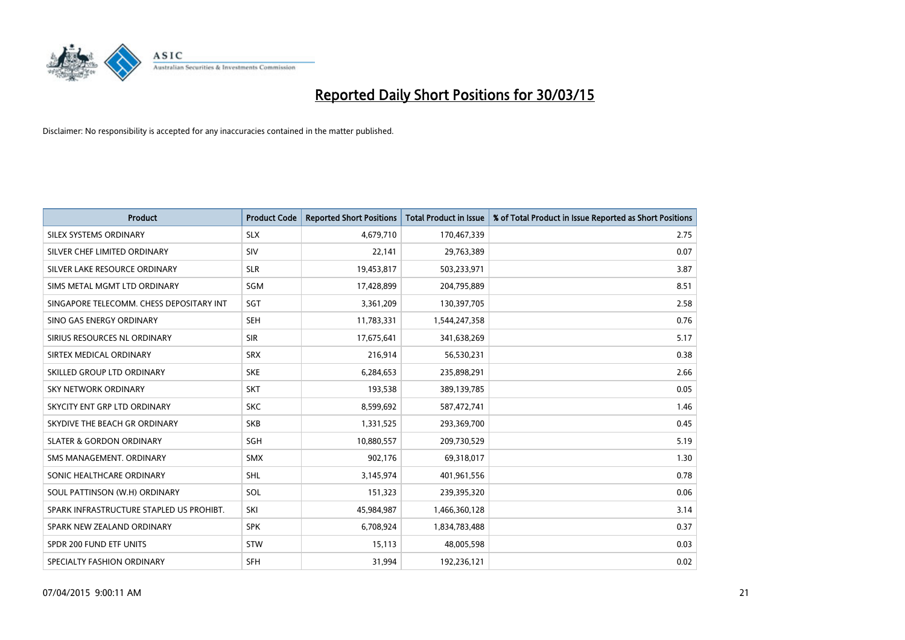# Reported Daily Short Positions for 30/03/15

Disclaimer: No responsibility is accepted for any inaccuracies contained in the matter published.

| Product | Product Code | Reported Short Positions | Total Product in Issue | % of Total Product in Issue Reported as Short Positions |
|---|---|---|---|---|
| SILEX SYSTEMS ORDINARY | SLX | 4,679,710 | 170,467,339 | 2.75 |
| SILVER CHEF LIMITED ORDINARY | SIV | 22,141 | 29,763,389 | 0.07 |
| SILVER LAKE RESOURCE ORDINARY | SLR | 19,453,817 | 503,233,971 | 3.87 |
| SIMS METAL MGMT LTD ORDINARY | SGM | 17,428,899 | 204,795,889 | 8.51 |
| SINGAPORE TELECOMM. CHESS DEPOSITARY INT | SGT | 3,361,209 | 130,397,705 | 2.58 |
| SINO GAS ENERGY ORDINARY | SEH | 11,783,331 | 1,544,247,358 | 0.76 |
| SIRIUS RESOURCES NL ORDINARY | SIR | 17,675,641 | 341,638,269 | 5.17 |
| SIRTEX MEDICAL ORDINARY | SRX | 216,914 | 56,530,231 | 0.38 |
| SKILLED GROUP LTD ORDINARY | SKE | 6,284,653 | 235,898,291 | 2.66 |
| SKY NETWORK ORDINARY | SKT | 193,538 | 389,139,785 | 0.05 |
| SKYCITY ENT GRP LTD ORDINARY | SKC | 8,599,692 | 587,472,741 | 1.46 |
| SKYDIVE THE BEACH GR ORDINARY | SKB | 1,331,525 | 293,369,700 | 0.45 |
| SLATER & GORDON ORDINARY | SGH | 10,880,557 | 209,730,529 | 5.19 |
| SMS MANAGEMENT. ORDINARY | SMX | 902,176 | 69,318,017 | 1.30 |
| SONIC HEALTHCARE ORDINARY | SHL | 3,145,974 | 401,961,556 | 0.78 |
| SOUL PATTINSON (W.H) ORDINARY | SOL | 151,323 | 239,395,320 | 0.06 |
| SPARK INFRASTRUCTURE STAPLED US PROHIBT. | SKI | 45,984,987 | 1,466,360,128 | 3.14 |
| SPARK NEW ZEALAND ORDINARY | SPK | 6,708,924 | 1,834,783,488 | 0.37 |
| SPDR 200 FUND ETF UNITS | STW | 15,113 | 48,005,598 | 0.03 |
| SPECIALTY FASHION ORDINARY | SFH | 31,994 | 192,236,121 | 0.02 |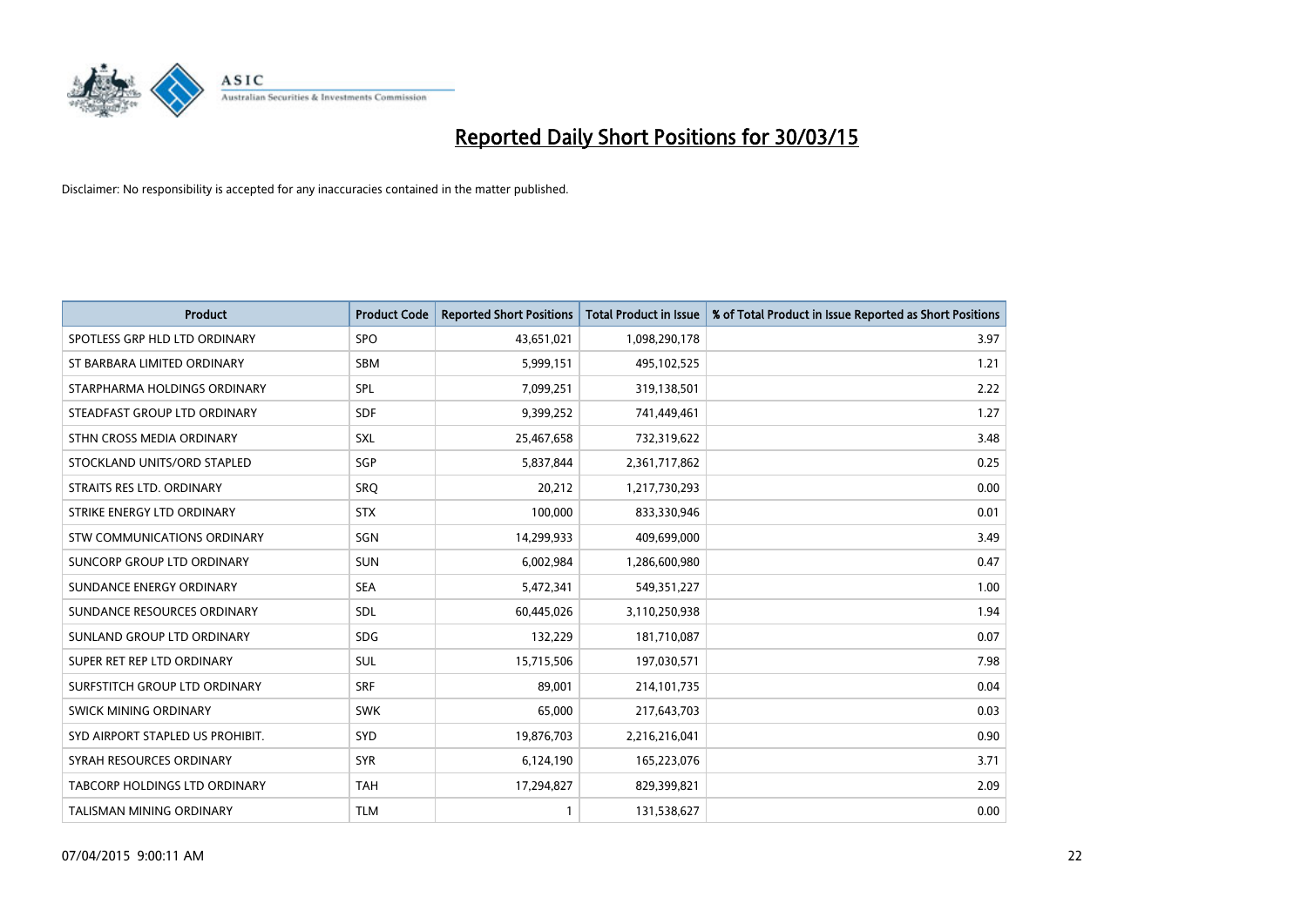# Reported Daily Short Positions for 30/03/15

Disclaimer: No responsibility is accepted for any inaccuracies contained in the matter published.

| Product | Product Code | Reported Short Positions | Total Product in Issue | % of Total Product in Issue Reported as Short Positions |
|---|---|---|---|---|
| SPOTLESS GRP HLD LTD ORDINARY | SPO | 43,651,021 | 1,098,290,178 | 3.97 |
| ST BARBARA LIMITED ORDINARY | SBM | 5,999,151 | 495,102,525 | 1.21 |
| STARPHARMA HOLDINGS ORDINARY | SPL | 7,099,251 | 319,138,501 | 2.22 |
| STEADFAST GROUP LTD ORDINARY | SDF | 9,399,252 | 741,449,461 | 1.27 |
| STHN CROSS MEDIA ORDINARY | SXL | 25,467,658 | 732,319,622 | 3.48 |
| STOCKLAND UNITS/ORD STAPLED | SGP | 5,837,844 | 2,361,717,862 | 0.25 |
| STRAITS RES LTD. ORDINARY | SRQ | 20,212 | 1,217,730,293 | 0.00 |
| STRIKE ENERGY LTD ORDINARY | STX | 100,000 | 833,330,946 | 0.01 |
| STW COMMUNICATIONS ORDINARY | SGN | 14,299,933 | 409,699,000 | 3.49 |
| SUNCORP GROUP LTD ORDINARY | SUN | 6,002,984 | 1,286,600,980 | 0.47 |
| SUNDANCE ENERGY ORDINARY | SEA | 5,472,341 | 549,351,227 | 1.00 |
| SUNDANCE RESOURCES ORDINARY | SDL | 60,445,026 | 3,110,250,938 | 1.94 |
| SUNLAND GROUP LTD ORDINARY | SDG | 132,229 | 181,710,087 | 0.07 |
| SUPER RET REP LTD ORDINARY | SUL | 15,715,506 | 197,030,571 | 7.98 |
| SURFSTITCH GROUP LTD ORDINARY | SRF | 89,001 | 214,101,735 | 0.04 |
| SWICK MINING ORDINARY | SWK | 65,000 | 217,643,703 | 0.03 |
| SYD AIRPORT STAPLED US PROHIBIT. | SYD | 19,876,703 | 2,216,216,041 | 0.90 |
| SYRAH RESOURCES ORDINARY | SYR | 6,124,190 | 165,223,076 | 3.71 |
| TABCORP HOLDINGS LTD ORDINARY | TAH | 17,294,827 | 829,399,821 | 2.09 |
| TALISMAN MINING ORDINARY | TLM | 1 | 131,538,627 | 0.00 |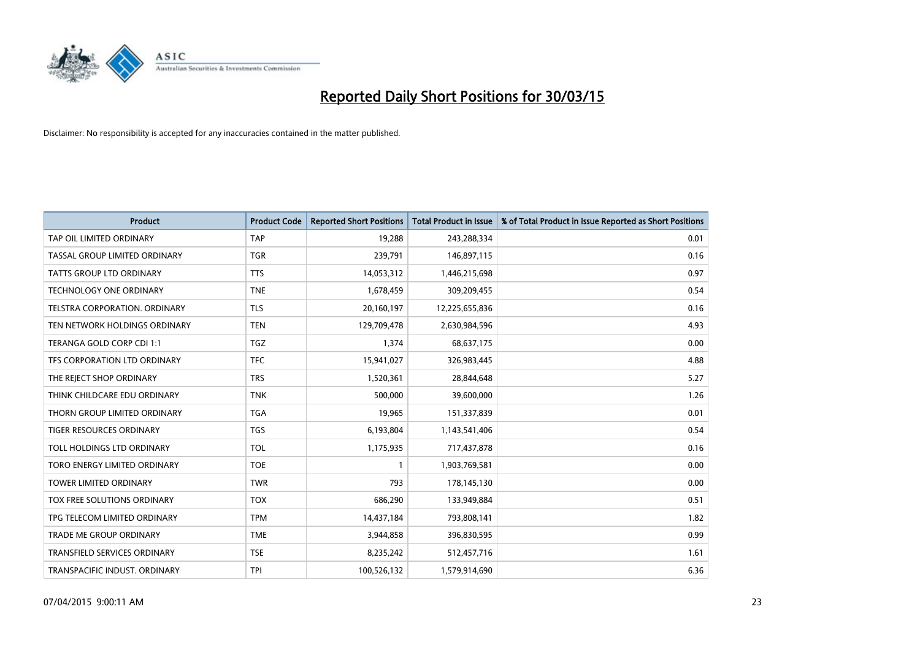# Reported Daily Short Positions for 30/03/15

Disclaimer: No responsibility is accepted for any inaccuracies contained in the matter published.

| Product | Product Code | Reported Short Positions | Total Product in Issue | % of Total Product in Issue Reported as Short Positions |
|---|---|---|---|---|
| TAP OIL LIMITED ORDINARY | TAP | 19,288 | 243,288,334 | 0.01 |
| TASSAL GROUP LIMITED ORDINARY | TGR | 239,791 | 146,897,115 | 0.16 |
| TATTS GROUP LTD ORDINARY | TTS | 14,053,312 | 1,446,215,698 | 0.97 |
| TECHNOLOGY ONE ORDINARY | TNE | 1,678,459 | 309,209,455 | 0.54 |
| TELSTRA CORPORATION. ORDINARY | TLS | 20,160,197 | 12,225,655,836 | 0.16 |
| TEN NETWORK HOLDINGS ORDINARY | TEN | 129,709,478 | 2,630,984,596 | 4.93 |
| TERANGA GOLD CORP CDI 1:1 | TGZ | 1,374 | 68,637,175 | 0.00 |
| TFS CORPORATION LTD ORDINARY | TFC | 15,941,027 | 326,983,445 | 4.88 |
| THE REJECT SHOP ORDINARY | TRS | 1,520,361 | 28,844,648 | 5.27 |
| THINK CHILDCARE EDU ORDINARY | TNK | 500,000 | 39,600,000 | 1.26 |
| THORN GROUP LIMITED ORDINARY | TGA | 19,965 | 151,337,839 | 0.01 |
| TIGER RESOURCES ORDINARY | TGS | 6,193,804 | 1,143,541,406 | 0.54 |
| TOLL HOLDINGS LTD ORDINARY | TOL | 1,175,935 | 717,437,878 | 0.16 |
| TORO ENERGY LIMITED ORDINARY | TOE | 1 | 1,903,769,581 | 0.00 |
| TOWER LIMITED ORDINARY | TWR | 793 | 178,145,130 | 0.00 |
| TOX FREE SOLUTIONS ORDINARY | TOX | 686,290 | 133,949,884 | 0.51 |
| TPG TELECOM LIMITED ORDINARY | TPM | 14,437,184 | 793,808,141 | 1.82 |
| TRADE ME GROUP ORDINARY | TME | 3,944,858 | 396,830,595 | 0.99 |
| TRANSFIELD SERVICES ORDINARY | TSE | 8,235,242 | 512,457,716 | 1.61 |
| TRANSPACIFIC INDUST. ORDINARY | TPI | 100,526,132 | 1,579,914,690 | 6.36 |

07/04/2015 9:00:11 AM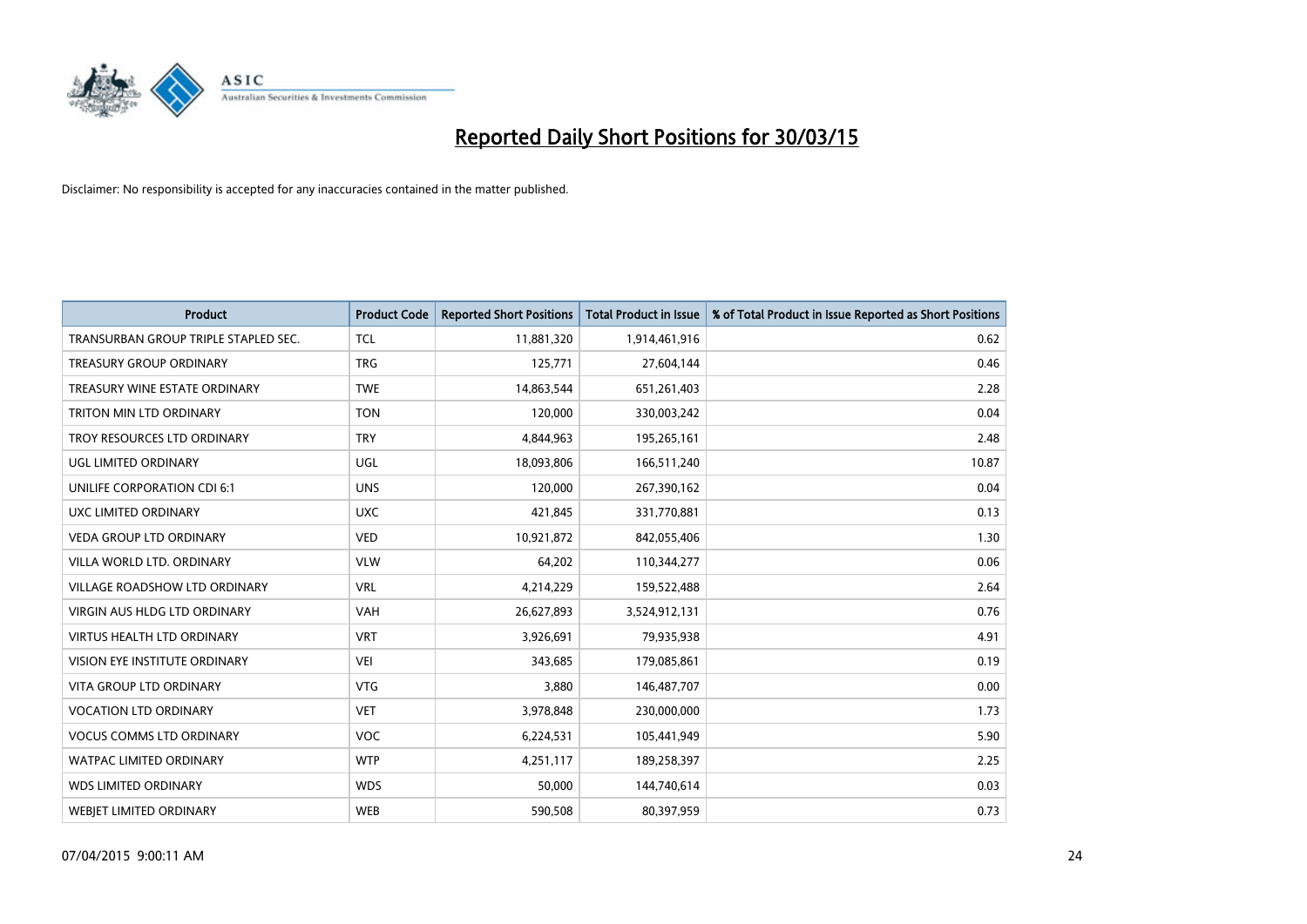# Reported Daily Short Positions for 30/03/15

Disclaimer: No responsibility is accepted for any inaccuracies contained in the matter published.

| Product | Product Code | Reported Short Positions | Total Product in Issue | % of Total Product in Issue Reported as Short Positions |
|---|---|---|---|---|
| TRANSURBAN GROUP TRIPLE STAPLED SEC. | TCL | 11,881,320 | 1,914,461,916 | 0.62 |
| TREASURY GROUP ORDINARY | TRG | 125,771 | 27,604,144 | 0.46 |
| TREASURY WINE ESTATE ORDINARY | TWE | 14,863,544 | 651,261,403 | 2.28 |
| TRITON MIN LTD ORDINARY | TON | 120,000 | 330,003,242 | 0.04 |
| TROY RESOURCES LTD ORDINARY | TRY | 4,844,963 | 195,265,161 | 2.48 |
| UGL LIMITED ORDINARY | UGL | 18,093,806 | 166,511,240 | 10.87 |
| UNILIFE CORPORATION CDI 6:1 | UNS | 120,000 | 267,390,162 | 0.04 |
| UXC LIMITED ORDINARY | UXC | 421,845 | 331,770,881 | 0.13 |
| VEDA GROUP LTD ORDINARY | VED | 10,921,872 | 842,055,406 | 1.30 |
| VILLA WORLD LTD. ORDINARY | VLW | 64,202 | 110,344,277 | 0.06 |
| VILLAGE ROADSHOW LTD ORDINARY | VRL | 4,214,229 | 159,522,488 | 2.64 |
| VIRGIN AUS HLDG LTD ORDINARY | VAH | 26,627,893 | 3,524,912,131 | 0.76 |
| VIRTUS HEALTH LTD ORDINARY | VRT | 3,926,691 | 79,935,938 | 4.91 |
| VISION EYE INSTITUTE ORDINARY | VEI | 343,685 | 179,085,861 | 0.19 |
| VITA GROUP LTD ORDINARY | VTG | 3,880 | 146,487,707 | 0.00 |
| VOCATION LTD ORDINARY | VET | 3,978,848 | 230,000,000 | 1.73 |
| VOCUS COMMS LTD ORDINARY | VOC | 6,224,531 | 105,441,949 | 5.90 |
| WATPAC LIMITED ORDINARY | WTP | 4,251,117 | 189,258,397 | 2.25 |
| WDS LIMITED ORDINARY | WDS | 50,000 | 144,740,614 | 0.03 |
| WEBJET LIMITED ORDINARY | WEB | 590,508 | 80,397,959 | 0.73 |

07/04/2015 9:00:11 AM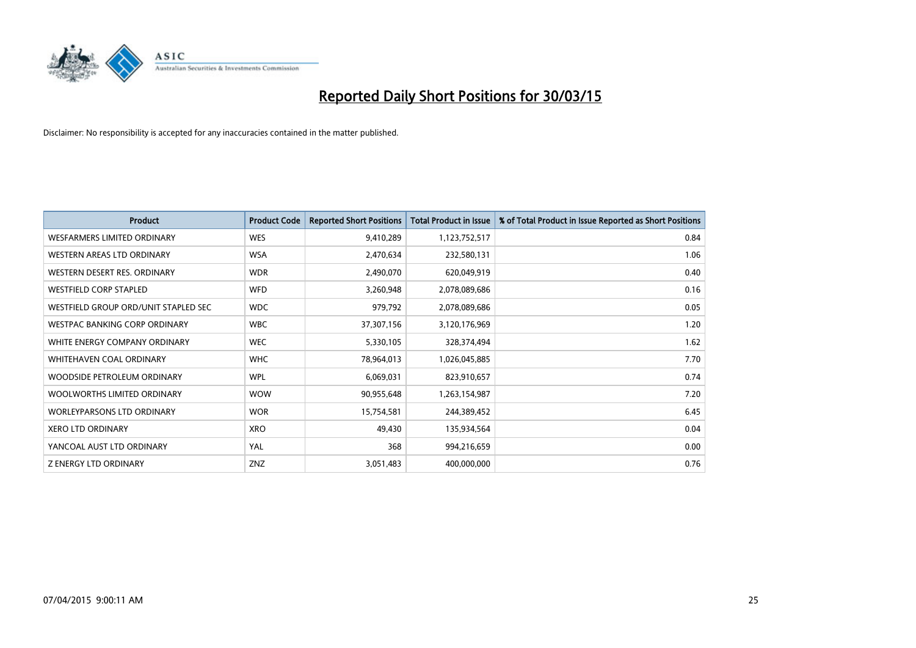# Reported Daily Short Positions for 30/03/15

Disclaimer: No responsibility is accepted for any inaccuracies contained in the matter published.

| Product | Product Code | Reported Short Positions | Total Product in Issue | % of Total Product in Issue Reported as Short Positions |
|---|---|---|---|---|
| WESFARMERS LIMITED ORDINARY | WES | 9,410,289 | 1,123,752,517 | 0.84 |
| WESTERN AREAS LTD ORDINARY | WSA | 2,470,634 | 232,580,131 | 1.06 |
| WESTERN DESERT RES. ORDINARY | WDR | 2,490,070 | 620,049,919 | 0.40 |
| WESTFIELD CORP STAPLED | WFD | 3,260,948 | 2,078,089,686 | 0.16 |
| WESTFIELD GROUP ORD/UNIT STAPLED SEC | WDC | 979,792 | 2,078,089,686 | 0.05 |
| WESTPAC BANKING CORP ORDINARY | WBC | 37,307,156 | 3,120,176,969 | 1.20 |
| WHITE ENERGY COMPANY ORDINARY | WEC | 5,330,105 | 328,374,494 | 1.62 |
| WHITEHAVEN COAL ORDINARY | WHC | 78,964,013 | 1,026,045,885 | 7.70 |
| WOODSIDE PETROLEUM ORDINARY | WPL | 6,069,031 | 823,910,657 | 0.74 |
| WOOLWORTHS LIMITED ORDINARY | WOW | 90,955,648 | 1,263,154,987 | 7.20 |
| WORLEYPARSONS LTD ORDINARY | WOR | 15,754,581 | 244,389,452 | 6.45 |
| XERO LTD ORDINARY | XRO | 49,430 | 135,934,564 | 0.04 |
| YANCOAL AUST LTD ORDINARY | YAL | 368 | 994,216,659 | 0.00 |
| Z ENERGY LTD ORDINARY | ZNZ | 3,051,483 | 400,000,000 | 0.76 |

07/04/2015 9:00:11 AM